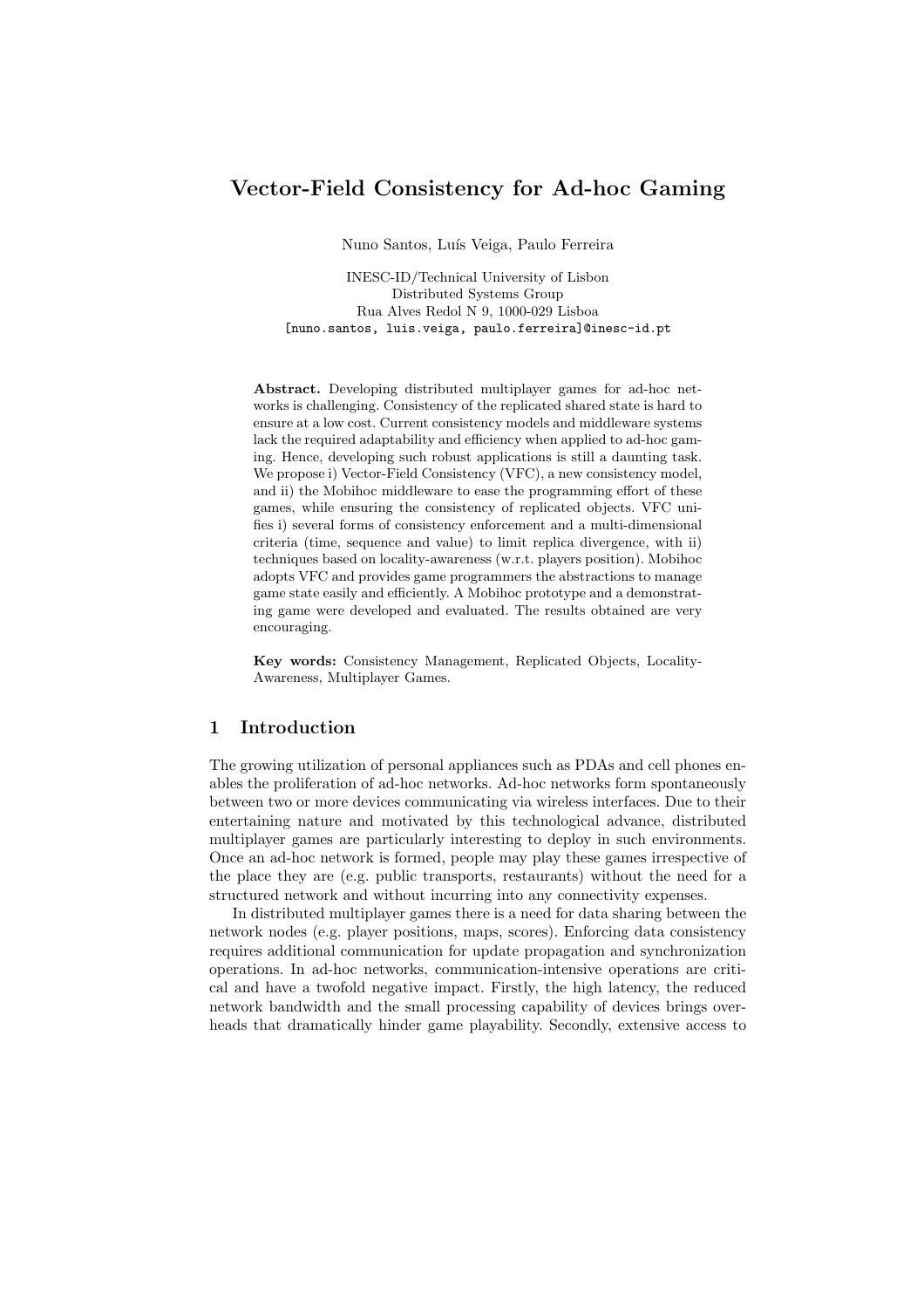# Vector-Field Consistency for Ad-hoc Gaming

Nuno Santos, Luís Veiga, Paulo Ferreira

INESC-ID/Technical University of Lisbon
Distributed Systems Group
Rua Alves Redol N 9, 1000-029 Lisboa
[nuno.santos, luis.veiga, paulo.ferreira]@inesc-id.pt

**Abstract.** Developing distributed multiplayer games for ad-hoc networks is challenging. Consistency of the replicated shared state is hard to ensure at a low cost. Current consistency models and middleware systems lack the required adaptability and efficiency when applied to ad-hoc gaming. Hence, developing such robust applications is still a daunting task. We propose i) Vector-Field Consistency (VFC), a new consistency model, and ii) the Mobihoc middleware to ease the programming effort of these games, while ensuring the consistency of replicated objects. VFC unifies i) several forms of consistency enforcement and a multi-dimensional criteria (time, sequence and value) to limit replica divergence, with ii) techniques based on locality-awareness (w.r.t. players position). Mobihoc adopts VFC and provides game programmers the abstractions to manage game state easily and efficiently. A Mobihoc prototype and a demonstrating game were developed and evaluated. The results obtained are very encouraging.

**Key words:** Consistency Management, Replicated Objects, Locality-Awareness, Multiplayer Games.

## 1 Introduction

The growing utilization of personal appliances such as PDAs and cell phones enables the proliferation of ad-hoc networks. Ad-hoc networks form spontaneously between two or more devices communicating via wireless interfaces. Due to their entertaining nature and motivated by this technological advance, distributed multiplayer games are particularly interesting to deploy in such environments. Once an ad-hoc network is formed, people may play these games irrespective of the place they are (e.g. public transports, restaurants) without the need for a structured network and without incurring into any connectivity expenses.

In distributed multiplayer games there is a need for data sharing between the network nodes (e.g. player positions, maps, scores). Enforcing data consistency requires additional communication for update propagation and synchronization operations. In ad-hoc networks, communication-intensive operations are critical and have a twofold negative impact. Firstly, the high latency, the reduced network bandwidth and the small processing capability of devices brings overheads that dramatically hinder game playability. Secondly, extensive access to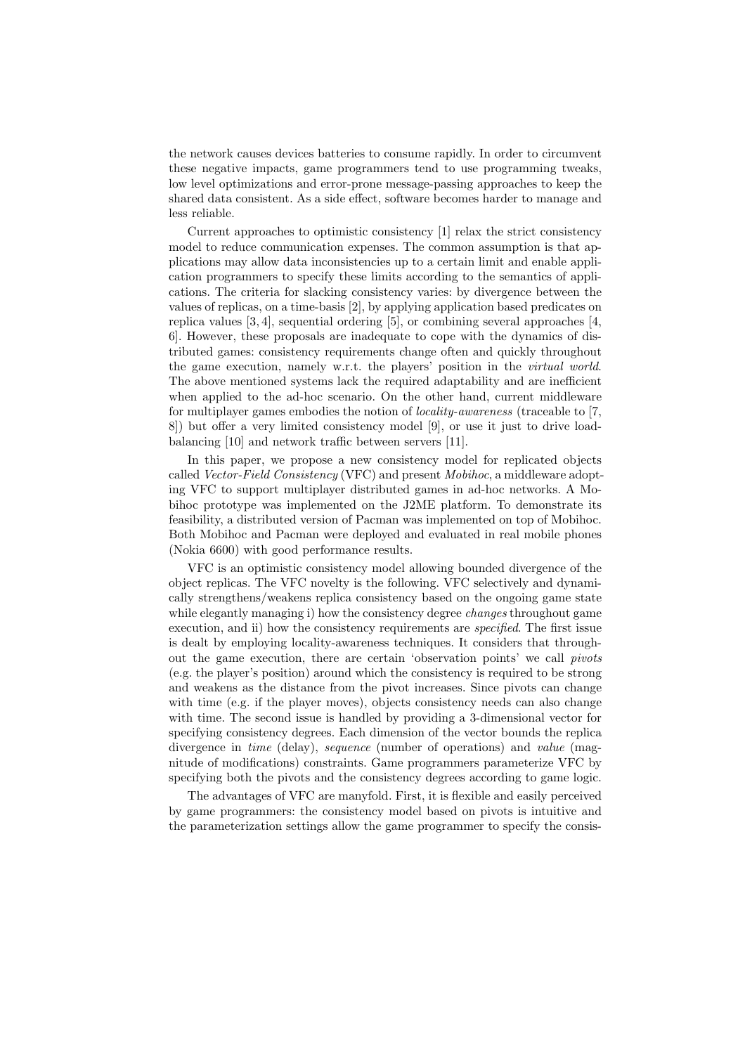the network causes devices batteries to consume rapidly. In order to circumvent these negative impacts, game programmers tend to use programming tweaks, low level optimizations and error-prone message-passing approaches to keep the shared data consistent. As a side effect, software becomes harder to manage and less reliable.

Current approaches to optimistic consistency [1] relax the strict consistency model to reduce communication expenses. The common assumption is that applications may allow data inconsistencies up to a certain limit and enable application programmers to specify these limits according to the semantics of applications. The criteria for slacking consistency varies: by divergence between the values of replicas, on a time-basis [2], by applying application based predicates on replica values [3, 4], sequential ordering [5], or combining several approaches [4, 6]. However, these proposals are inadequate to cope with the dynamics of distributed games: consistency requirements change often and quickly throughout the game execution, namely w.r.t. the players' position in the *virtual world*. The above mentioned systems lack the required adaptability and are inefficient when applied to the ad-hoc scenario. On the other hand, current middleware for multiplayer games embodies the notion of *locality-awareness* (traceable to [7, 8]) but offer a very limited consistency model [9], or use it just to drive load-balancing [10] and network traffic between servers [11].

In this paper, we propose a new consistency model for replicated objects called *Vector-Field Consistency* (VFC) and present *Mobihoc*, a middleware adopting VFC to support multiplayer distributed games in ad-hoc networks. A Mobihoc prototype was implemented on the J2ME platform. To demonstrate its feasibility, a distributed version of Pacman was implemented on top of Mobihoc. Both Mobihoc and Pacman were deployed and evaluated in real mobile phones (Nokia 6600) with good performance results.

VFC is an optimistic consistency model allowing bounded divergence of the object replicas. The VFC novelty is the following. VFC selectively and dynamically strengthens/weakens replica consistency based on the ongoing game state while elegantly managing i) how the consistency degree *changes* throughout game execution, and ii) how the consistency requirements are *specified*. The first issue is dealt by employing locality-awareness techniques. It considers that throughout the game execution, there are certain 'observation points' we call *pivots* (e.g. the player's position) around which the consistency is required to be strong and weakens as the distance from the pivot increases. Since pivots can change with time (e.g. if the player moves), objects consistency needs can also change with time. The second issue is handled by providing a 3-dimensional vector for specifying consistency degrees. Each dimension of the vector bounds the replica divergence in *time* (delay), *sequence* (number of operations) and *value* (magnitude of modifications) constraints. Game programmers parameterize VFC by specifying both the pivots and the consistency degrees according to game logic.

The advantages of VFC are manyfold. First, it is flexible and easily perceived by game programmers: the consistency model based on pivots is intuitive and the parameterization settings allow the game programmer to specify the consis-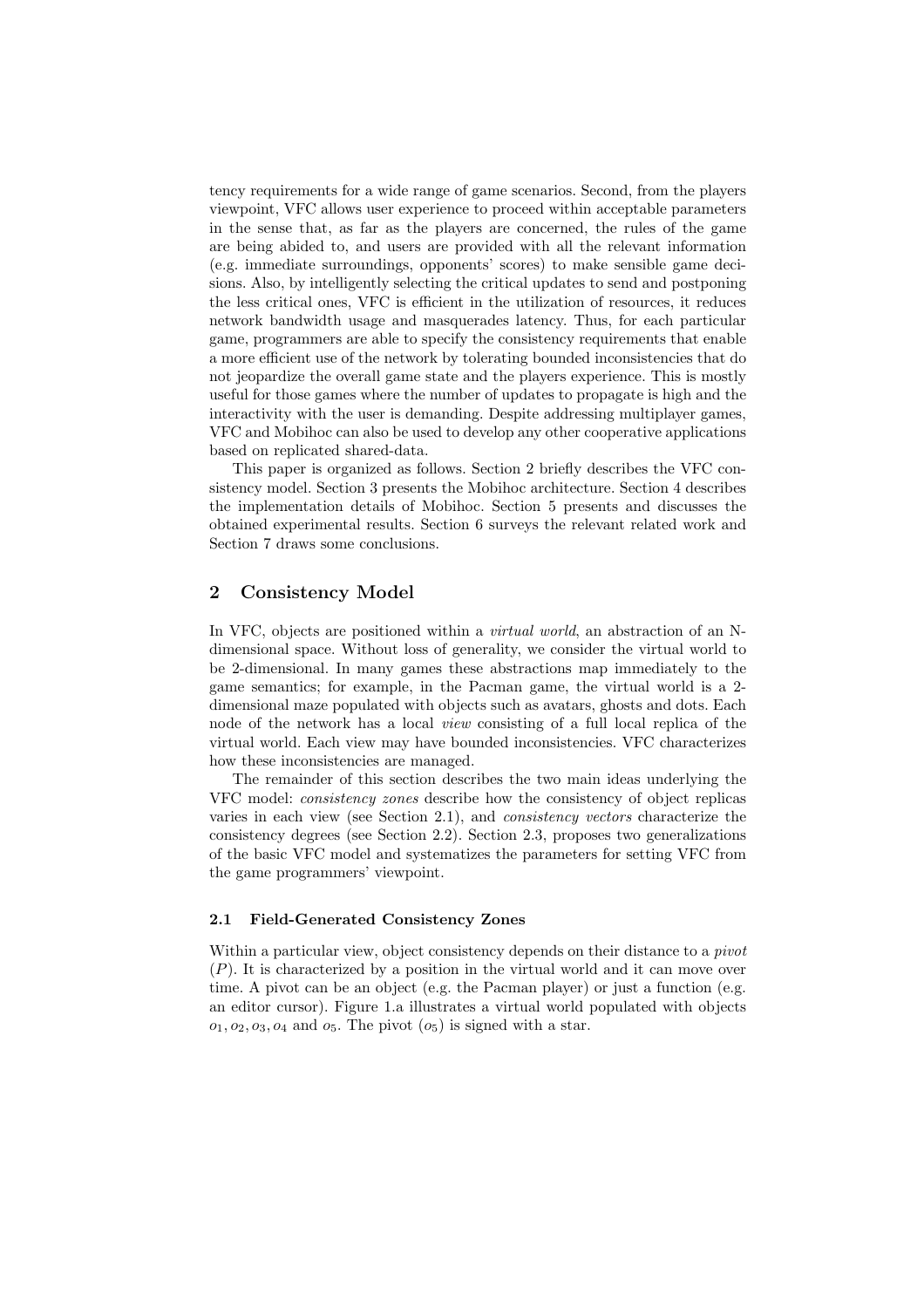tency requirements for a wide range of game scenarios. Second, from the players viewpoint, VFC allows user experience to proceed within acceptable parameters in the sense that, as far as the players are concerned, the rules of the game are being abided to, and users are provided with all the relevant information (e.g. immediate surroundings, opponents' scores) to make sensible game decisions. Also, by intelligently selecting the critical updates to send and postponing the less critical ones, VFC is efficient in the utilization of resources, it reduces network bandwidth usage and masquerades latency. Thus, for each particular game, programmers are able to specify the consistency requirements that enable a more efficient use of the network by tolerating bounded inconsistencies that do not jeopardize the overall game state and the players experience. This is mostly useful for those games where the number of updates to propagate is high and the interactivity with the user is demanding. Despite addressing multiplayer games, VFC and Mobihoc can also be used to develop any other cooperative applications based on replicated shared-data.

This paper is organized as follows. Section 2 briefly describes the VFC consistency model. Section 3 presents the Mobihoc architecture. Section 4 describes the implementation details of Mobihoc. Section 5 presents and discusses the obtained experimental results. Section 6 surveys the relevant related work and Section 7 draws some conclusions.

## 2 Consistency Model

In VFC, objects are positioned within a *virtual world*, an abstraction of an N-dimensional space. Without loss of generality, we consider the virtual world to be 2-dimensional. In many games these abstractions map immediately to the game semantics; for example, in the Pacman game, the virtual world is a 2-dimensional maze populated with objects such as avatars, ghosts and dots. Each node of the network has a local *view* consisting of a full local replica of the virtual world. Each view may have bounded inconsistencies. VFC characterizes how these inconsistencies are managed.

The remainder of this section describes the two main ideas underlying the VFC model: *consistency zones* describe how the consistency of object replicas varies in each view (see Section 2.1), and *consistency vectors* characterize the consistency degrees (see Section 2.2). Section 2.3, proposes two generalizations of the basic VFC model and systematizes the parameters for setting VFC from the game programmers' viewpoint.

### 2.1 Field-Generated Consistency Zones

Within a particular view, object consistency depends on their distance to a *pivot* ($P$). It is characterized by a position in the virtual world and it can move over time. A pivot can be an object (e.g. the Pacman player) or just a function (e.g. an editor cursor). Figure 1.a illustrates a virtual world populated with objects $o_1, o_2, o_3, o_4$ and $o_5$. The pivot ($o_5$) is signed with a star.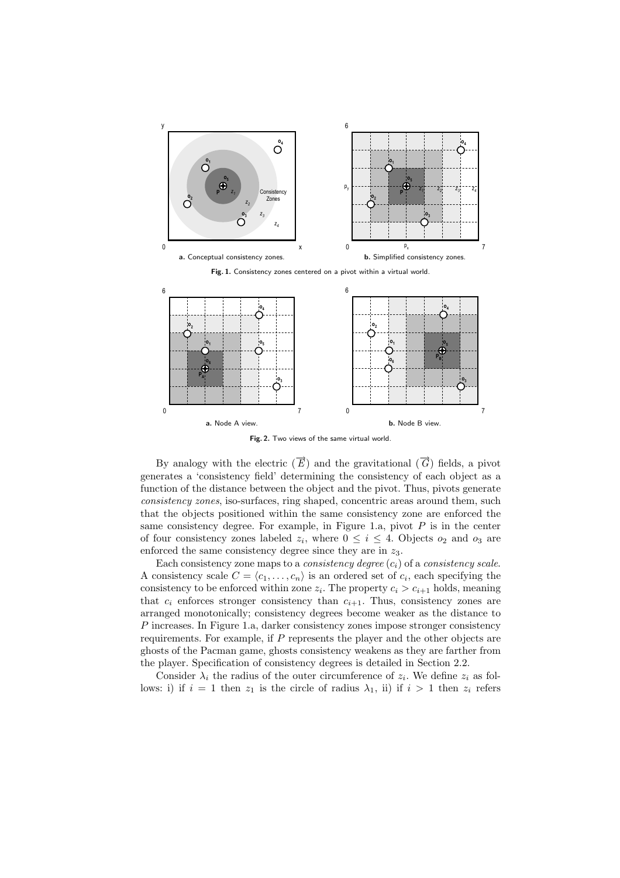a. Conceptual consistency zones.

b. Simplified consistency zones.

**Fig. 1.** Consistency zones centered on a pivot within a virtual world.

a. Node A view.

b. Node B view.

**Fig. 2.** Two views of the same virtual world.

By analogy with the electric ($\overrightarrow{E}$) and the gravitational ($\overrightarrow{G}$) fields, a pivot generates a 'consistency field' determining the consistency of each object as a function of the distance between the object and the pivot. Thus, pivots generate *consistency zones*, iso-surfaces, ring shaped, concentric areas around them, such that the objects positioned within the same consistency zone are enforced the same consistency degree. For example, in Figure 1.a, pivot $P$ is in the center of four consistency zones labeled $z_i$, where $0 \leq i \leq 4$. Objects $o_2$ and $o_3$ are enforced the same consistency degree since they are in $z_3$.

Each consistency zone maps to a *consistency degree* ($c_i$) of a *consistency scale*. A consistency scale $C = \langle c_1, \ldots, c_n \rangle$ is an ordered set of $c_i$, each specifying the consistency to be enforced within zone $z_i$. The property $c_i > c_{i+1}$ holds, meaning that $c_i$ enforces stronger consistency than $c_{i+1}$. Thus, consistency zones are arranged monotonically; consistency degrees become weaker as the distance to $P$ increases. In Figure 1.a, darker consistency zones impose stronger consistency requirements. For example, if $P$ represents the player and the other objects are ghosts of the Pacman game, ghosts consistency weakens as they are farther from the player. Specification of consistency degrees is detailed in Section 2.2.

Consider $\lambda_i$ the radius of the outer circumference of $z_i$. We define $z_i$ as follows: i) if $i = 1$ then $z_1$ is the circle of radius $\lambda_1$, ii) if $i > 1$ then $z_i$ refers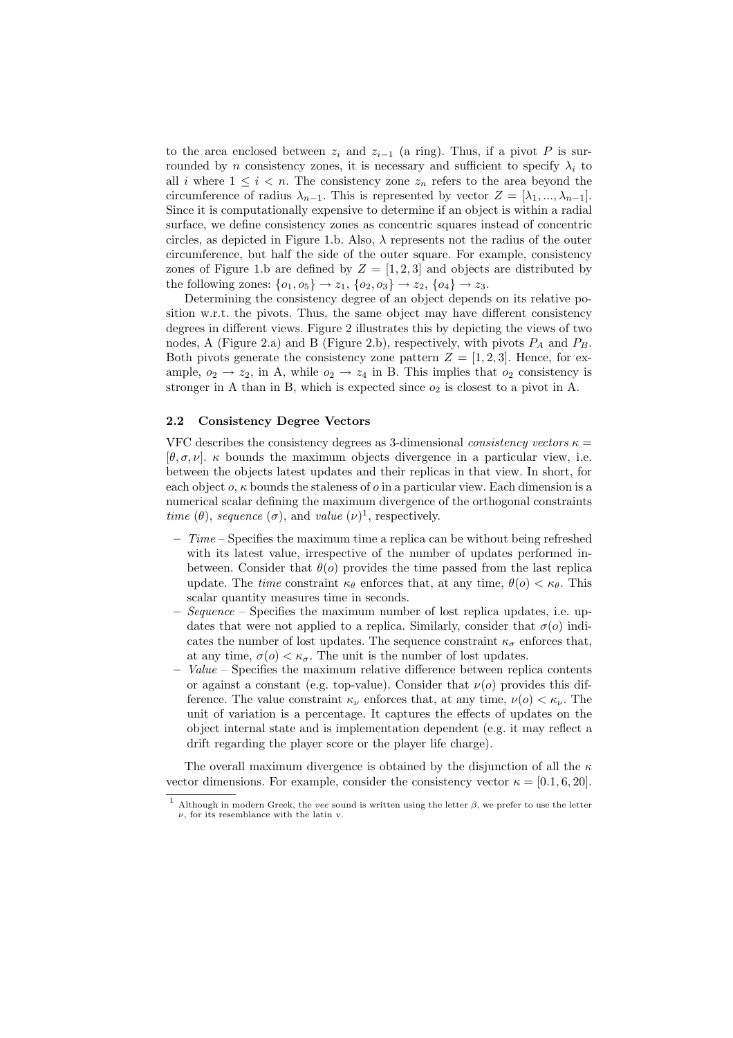to the area enclosed between $z_i$ and $z_{i-1}$ (a ring). Thus, if a pivot $P$ is surrounded by $n$ consistency zones, it is necessary and sufficient to specify $\lambda_i$ to all $i$ where $1 \leq i < n$. The consistency zone $z_n$ refers to the area beyond the circumference of radius $\lambda_{n-1}$. This is represented by vector $Z = [\lambda_1, ..., \lambda_{n-1}]$. Since it is computationally expensive to determine if an object is within a radial surface, we define consistency zones as concentric squares instead of concentric circles, as depicted in Figure 1.b. Also, $\lambda$ represents not the radius of the outer circumference, but half the side of the outer square. For example, consistency zones of Figure 1.b are defined by $Z = [1, 2, 3]$ and objects are distributed by the following zones: $\{o_1, o_5\} \rightarrow z_1$, $\{o_2, o_3\} \rightarrow z_2$, $\{o_4\} \rightarrow z_3$.

Determining the consistency degree of an object depends on its relative position w.r.t. the pivots. Thus, the same object may have different consistency degrees in different views. Figure 2 illustrates this by depicting the views of two nodes, A (Figure 2.a) and B (Figure 2.b), respectively, with pivots $P_A$ and $P_B$. Both pivots generate the consistency zone pattern $Z = [1, 2, 3]$. Hence, for example, $o_2 \rightarrow z_2$, in A, while $o_2 \rightarrow z_4$ in B. This implies that $o_2$ consistency is stronger in A than in B, which is expected since $o_2$ is closest to a pivot in A.

### 2.2 Consistency Degree Vectors

VFC describes the consistency degrees as 3-dimensional *consistency vectors* $\kappa = [\theta, \sigma, \nu]$. $\kappa$ bounds the maximum objects divergence in a particular view, i.e. between the objects latest updates and their replicas in that view. In short, for each object $o$, $\kappa$ bounds the staleness of $o$ in a particular view. Each dimension is a numerical scalar defining the maximum divergence of the orthogonal constraints *time* ($\theta$), *sequence* ($\sigma$), and *value* ($\nu$)[1], respectively.

- *Time* – Specifies the maximum time a replica can be without being refreshed with its latest value, irrespective of the number of updates performed in-between. Consider that $\theta(o)$ provides the time passed from the last replica update. The *time* constraint $\kappa_\theta$ enforces that, at any time, $\theta(o) < \kappa_\theta$. This scalar quantity measures time in seconds.
- *Sequence* – Specifies the maximum number of lost replica updates, i.e. updates that were not applied to a replica. Similarly, consider that $\sigma(o)$ indicates the number of lost updates. The sequence constraint $\kappa_\sigma$ enforces that, at any time, $\sigma(o) < \kappa_\sigma$. The unit is the number of lost updates.
- *Value* – Specifies the maximum relative difference between replica contents or against a constant (e.g. top-value). Consider that $\nu(o)$ provides this difference. The value constraint $\kappa_\nu$ enforces that, at any time, $\nu(o) < \kappa_\nu$. The unit of variation is a percentage. It captures the effects of updates on the object internal state and is implementation dependent (e.g. it may reflect a drift regarding the player score or the player life charge).

The overall maximum divergence is obtained by the disjunction of all the $\kappa$ vector dimensions. For example, consider the consistency vector $\kappa = [0.1, 6, 20]$.

[1] Although in modern Greek, the *vee* sound is written using the letter $\beta$, we prefer to use the letter $\nu$, for its resemblance with the latin v.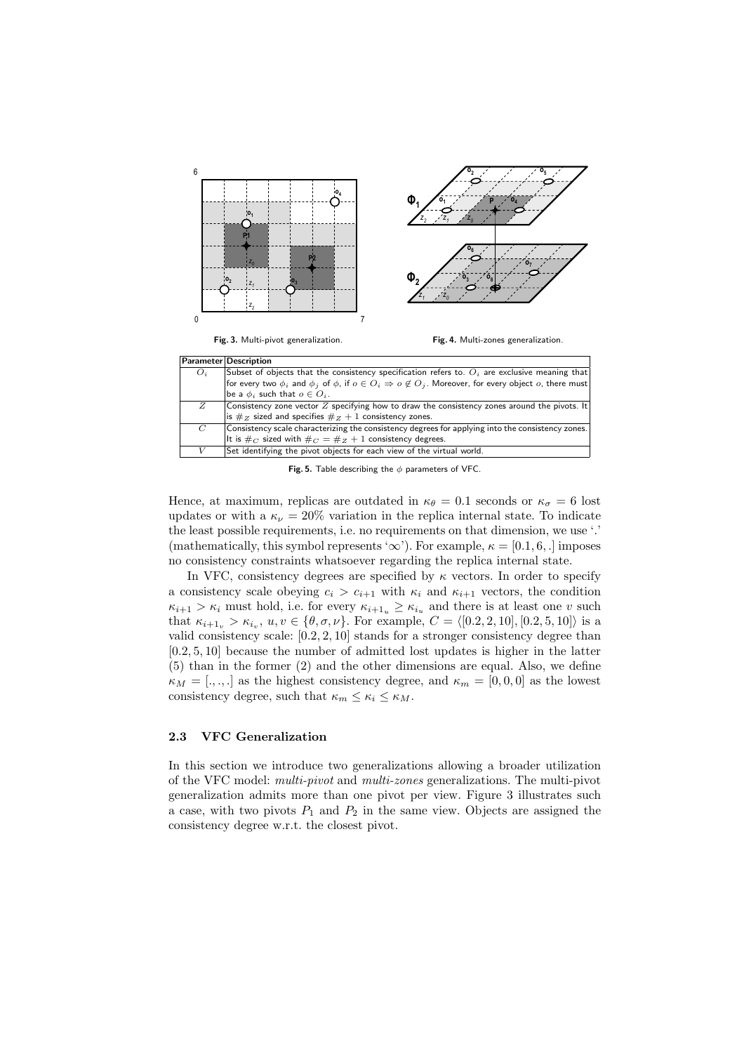**Fig. 3.** Multi-pivot generalization.

**Fig. 4.** Multi-zones generalization.

| Parameter | Description |
|---|---|
| $O_i$ | Subset of objects that the consistency specification refers to. $O_i$ are exclusive meaning that for every two $\phi_i$ and $\phi_j$ of $\phi$, if $o \in O_i \Rightarrow o \notin O_j$. Moreover, for every object $o$, there must be a $\phi_i$ such that $o \in O_i$. |
| $Z$ | Consistency zone vector $Z$ specifying how to draw the consistency zones around the pivots. It is $\#_Z$ sized and specifies $\#_Z + 1$ consistency zones. |
| $C$ | Consistency scale characterizing the consistency degrees for applying into the consistency zones. It is $\#_C$ sized with $\#_C = \#_Z + 1$ consistency degrees. |
| $V$ | Set identifying the pivot objects for each view of the virtual world. |

**Fig. 5.** Table describing the $\phi$ parameters of VFC.

Hence, at maximum, replicas are outdated in $\kappa_\theta = 0.1$ seconds or $\kappa_\sigma = 6$ lost updates or with a $\kappa_\nu = 20\%$ variation in the replica internal state. To indicate the least possible requirements, i.e. no requirements on that dimension, we use '.' (mathematically, this symbol represents '$\infty$'). For example, $\kappa = [0.1, 6, .]$ imposes no consistency constraints whatsoever regarding the replica internal state.

In VFC, consistency degrees are specified by $\kappa$ vectors. In order to specify a consistency scale obeying $c_i > c_{i+1}$ with $\kappa_i$ and $\kappa_{i+1}$ vectors, the condition $\kappa_{i+1} > \kappa_i$ must hold, i.e. for every $\kappa_{i+1_u} \geq \kappa_{i_u}$ and there is at least one $v$ such that $\kappa_{i+1_v} > \kappa_{i_v}$, $u, v \in \{\theta, \sigma, \nu\}$. For example, $C = \langle [0.2, 2, 10], [0.2, 5, 10] \rangle$ is a valid consistency scale: $[0.2, 2, 10]$ stands for a stronger consistency degree than $[0.2, 5, 10]$ because the number of admitted lost updates is higher in the latter (5) than in the former (2) and the other dimensions are equal. Also, we define $\kappa_M = [., ., .]$ as the highest consistency degree, and $\kappa_m = [0, 0, 0]$ as the lowest consistency degree, such that $\kappa_m \leq \kappa_i \leq \kappa_M$.

### 2.3 VFC Generalization

In this section we introduce two generalizations allowing a broader utilization of the VFC model: *multi-pivot* and *multi-zones* generalizations. The multi-pivot generalization admits more than one pivot per view. Figure 3 illustrates such a case, with two pivots $P_1$ and $P_2$ in the same view. Objects are assigned the consistency degree w.r.t. the closest pivot.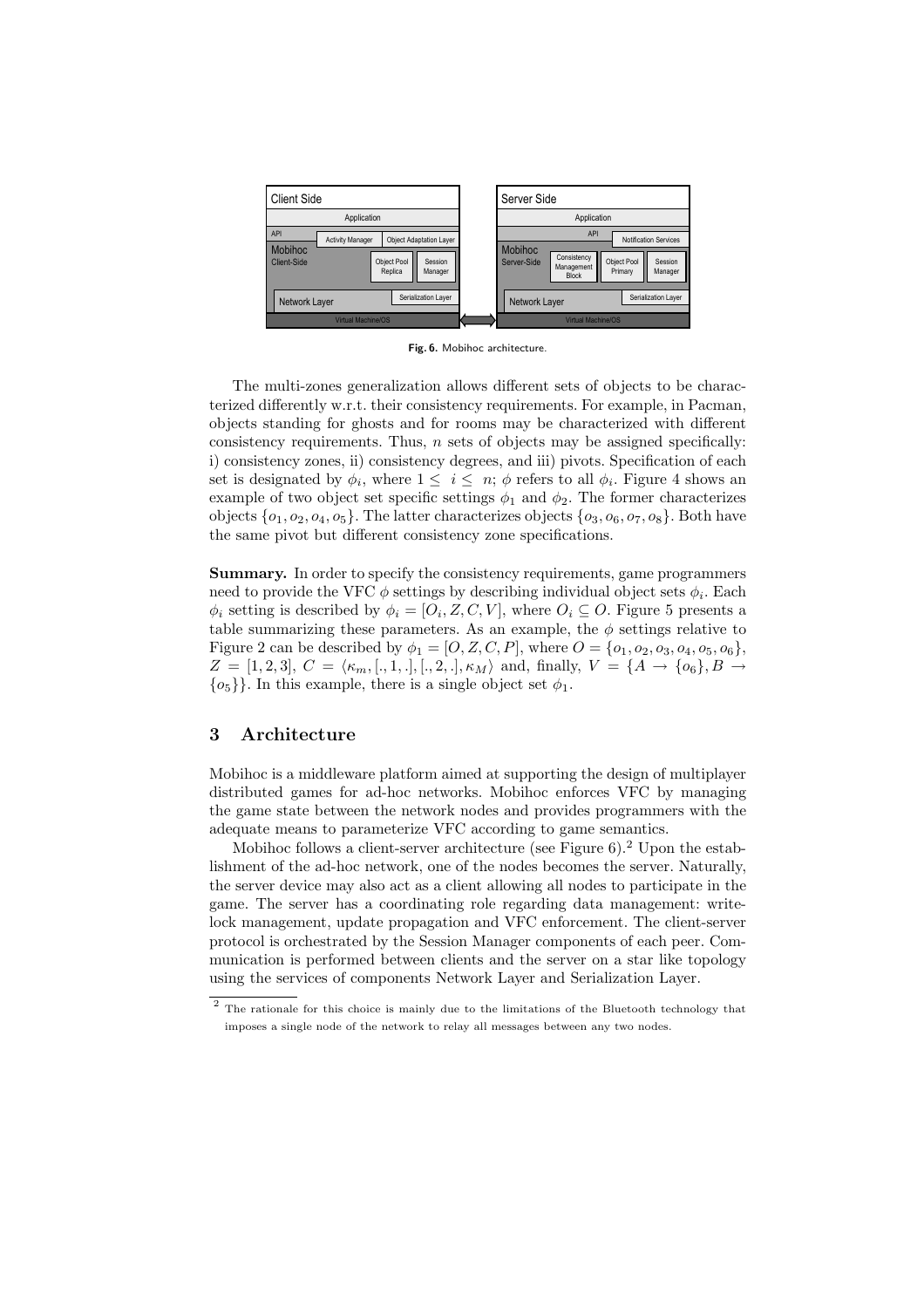Fig. 6. Mobihoc architecture.

The multi-zones generalization allows different sets of objects to be characterized differently w.r.t. their consistency requirements. For example, in Pacman, objects standing for ghosts and for rooms may be characterized with different consistency requirements. Thus, $n$ sets of objects may be assigned specifically: i) consistency zones, ii) consistency degrees, and iii) pivots. Specification of each set is designated by $\phi_i$, where $1 \leq i \leq n$; $\phi$ refers to all $\phi_i$. Figure 4 shows an example of two object set specific settings $\phi_1$ and $\phi_2$. The former characterizes objects $\{o_1, o_2, o_4, o_5\}$. The latter characterizes objects $\{o_3, o_6, o_7, o_8\}$. Both have the same pivot but different consistency zone specifications.

**Summary.** In order to specify the consistency requirements, game programmers need to provide the VFC $\phi$ settings by describing individual object sets $\phi_i$. Each $\phi_i$ setting is described by $\phi_i = [O_i, Z, C, V]$, where $O_i \subseteq O$. Figure 5 presents a table summarizing these parameters. As an example, the $\phi$ settings relative to Figure 2 can be described by $\phi_1 = [O, Z, C, P]$, where $O = \{o_1, o_2, o_3, o_4, o_5, o_6\}$, $Z = [1, 2, 3]$, $C = \langle \kappa_m, [., 1, .], [., 2, .], \kappa_M \rangle$ and, finally, $V = \{A \rightarrow \{o_6\}, B \rightarrow \{o_5\}\}$. In this example, there is a single object set $\phi_1$.

## 3 Architecture

Mobihoc is a middleware platform aimed at supporting the design of multiplayer distributed games for ad-hoc networks. Mobihoc enforces VFC by managing the game state between the network nodes and provides programmers with the adequate means to parameterize VFC according to game semantics.

Mobihoc follows a client-server architecture (see Figure 6).[2] Upon the establishment of the ad-hoc network, one of the nodes becomes the server. Naturally, the server device may also act as a client allowing all nodes to participate in the game. The server has a coordinating role regarding data management: write-lock management, update propagation and VFC enforcement. The client-server protocol is orchestrated by the Session Manager components of each peer. Communication is performed between clients and the server on a star like topology using the services of components Network Layer and Serialization Layer.

[2] The rationale for this choice is mainly due to the limitations of the Bluetooth technology that imposes a single node of the network to relay all messages between any two nodes.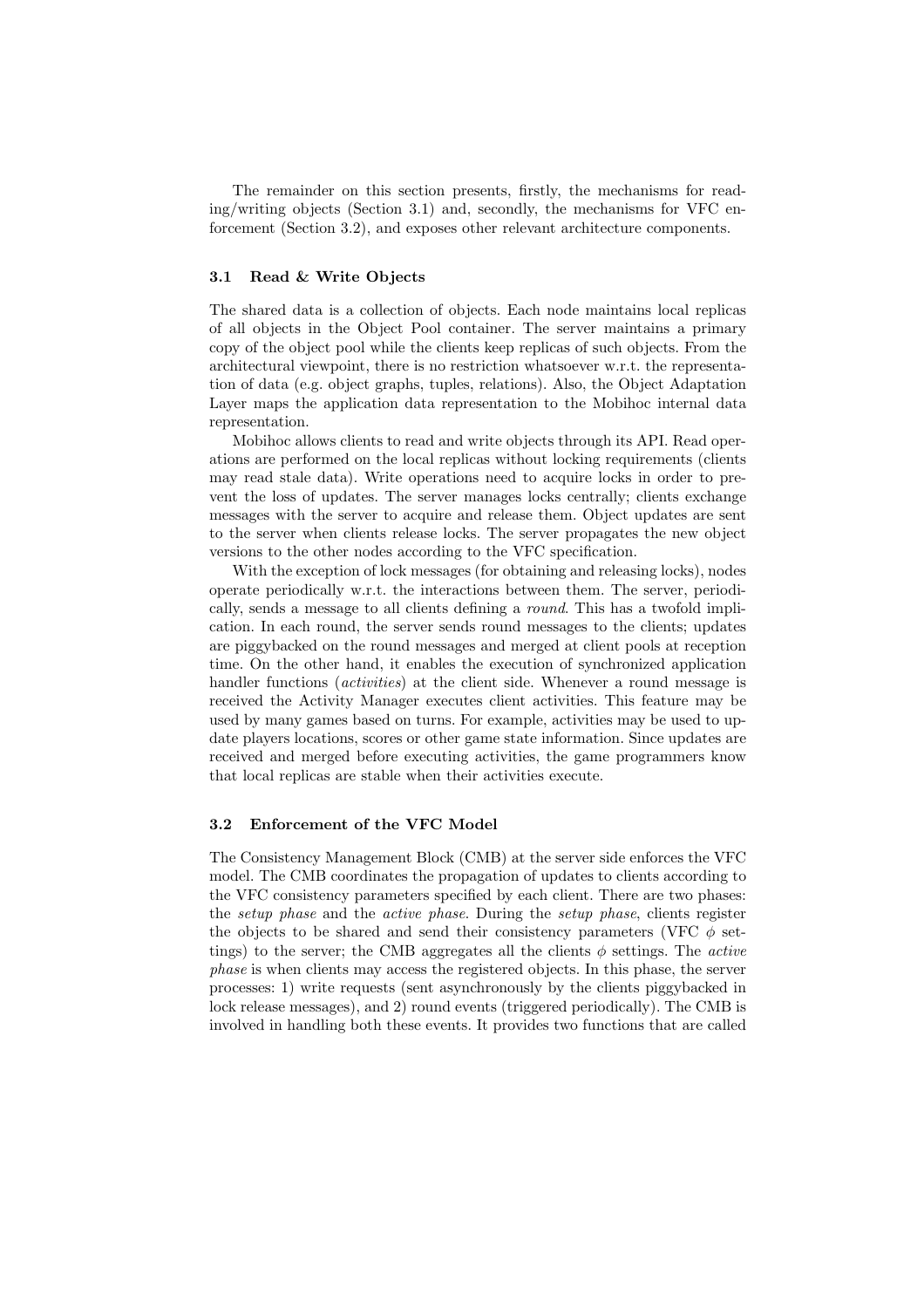The remainder on this section presents, firstly, the mechanisms for reading/writing objects (Section 3.1) and, secondly, the mechanisms for VFC enforcement (Section 3.2), and exposes other relevant architecture components.

### 3.1 Read & Write Objects

The shared data is a collection of objects. Each node maintains local replicas of all objects in the Object Pool container. The server maintains a primary copy of the object pool while the clients keep replicas of such objects. From the architectural viewpoint, there is no restriction whatsoever w.r.t. the representation of data (e.g. object graphs, tuples, relations). Also, the Object Adaptation Layer maps the application data representation to the Mobihoc internal data representation.

Mobihoc allows clients to read and write objects through its API. Read operations are performed on the local replicas without locking requirements (clients may read stale data). Write operations need to acquire locks in order to prevent the loss of updates. The server manages locks centrally; clients exchange messages with the server to acquire and release them. Object updates are sent to the server when clients release locks. The server propagates the new object versions to the other nodes according to the VFC specification.

With the exception of lock messages (for obtaining and releasing locks), nodes operate periodically w.r.t. the interactions between them. The server, periodically, sends a message to all clients defining a *round*. This has a twofold implication. In each round, the server sends round messages to the clients; updates are piggybacked on the round messages and merged at client pools at reception time. On the other hand, it enables the execution of synchronized application handler functions (*activities*) at the client side. Whenever a round message is received the Activity Manager executes client activities. This feature may be used by many games based on turns. For example, activities may be used to update players locations, scores or other game state information. Since updates are received and merged before executing activities, the game programmers know that local replicas are stable when their activities execute.

### 3.2 Enforcement of the VFC Model

The Consistency Management Block (CMB) at the server side enforces the VFC model. The CMB coordinates the propagation of updates to clients according to the VFC consistency parameters specified by each client. There are two phases: the *setup phase* and the *active phase*. During the *setup phase*, clients register the objects to be shared and send their consistency parameters (VFC $\phi$ settings) to the server; the CMB aggregates all the clients $\phi$ settings. The *active phase* is when clients may access the registered objects. In this phase, the server processes: 1) write requests (sent asynchronously by the clients piggybacked in lock release messages), and 2) round events (triggered periodically). The CMB is involved in handling both these events. It provides two functions that are called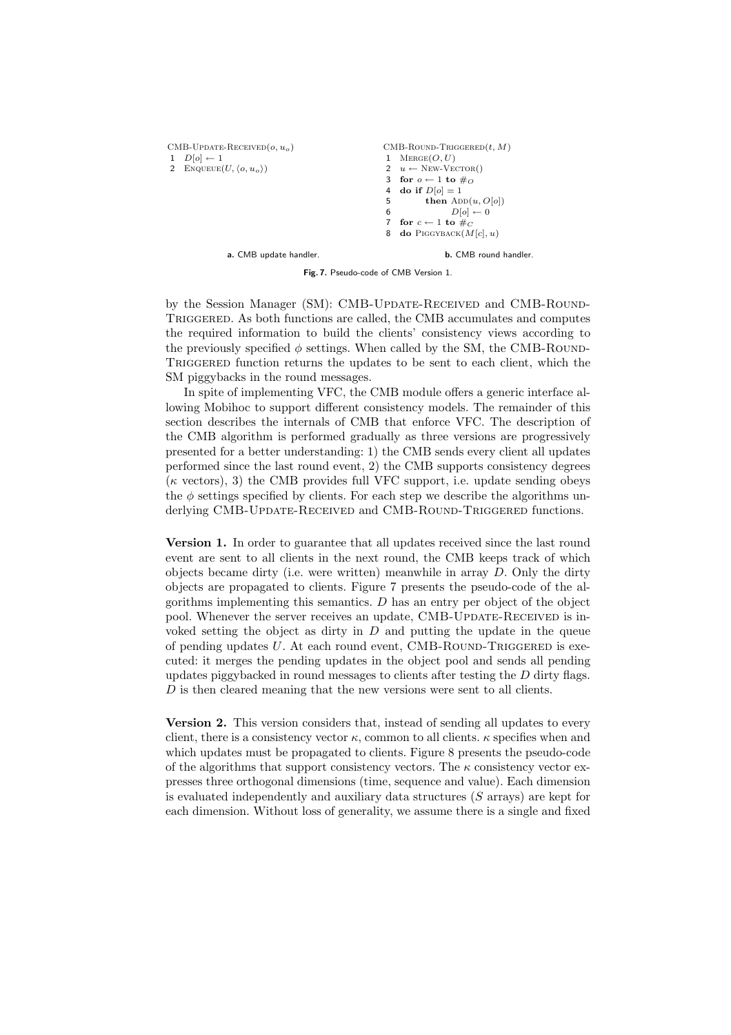```
CMB-Update-Received(o, u_o)
1  D[o] ← 1
2  Enqueue(U, ⟨o, u_o⟩)
```

**a.** CMB update handler.

```
CMB-Round-Triggered(t, M)
1  Merge(O, U)
2  u ← New-Vector()
3  for o ← 1 to #_O
4  do if D[o] = 1
5        then Add(u, O[o])
6             D[o] ← 0
7  for c ← 1 to #_C
8  do Piggyback(M[c], u)
```

**b.** CMB round handler.

**Fig. 7.** Pseudo-code of CMB Version 1.

by the Session Manager (SM): CMB-Update-Received and CMB-Round-Triggered. As both functions are called, the CMB accumulates and computes the required information to build the clients' consistency views according to the previously specified $\phi$ settings. When called by the SM, the CMB-Round-Triggered function returns the updates to be sent to each client, which the SM piggybacks in the round messages.

In spite of implementing VFC, the CMB module offers a generic interface allowing Mobihoc to support different consistency models. The remainder of this section describes the internals of CMB that enforce VFC. The description of the CMB algorithm is performed gradually as three versions are progressively presented for a better understanding: 1) the CMB sends every client all updates performed since the last round event, 2) the CMB supports consistency degrees ($\kappa$ vectors), 3) the CMB provides full VFC support, i.e. update sending obeys the $\phi$ settings specified by clients. For each step we describe the algorithms underlying CMB-Update-Received and CMB-Round-Triggered functions.

**Version 1.** In order to guarantee that all updates received since the last round event are sent to all clients in the next round, the CMB keeps track of which objects became dirty (i.e. were written) meanwhile in array $D$. Only the dirty objects are propagated to clients. Figure 7 presents the pseudo-code of the algorithms implementing this semantics. $D$ has an entry per object of the object pool. Whenever the server receives an update, CMB-Update-Received is invoked setting the object as dirty in $D$ and putting the update in the queue of pending updates $U$. At each round event, CMB-Round-Triggered is executed: it merges the pending updates in the object pool and sends all pending updates piggybacked in round messages to clients after testing the $D$ dirty flags. $D$ is then cleared meaning that the new versions were sent to all clients.

**Version 2.** This version considers that, instead of sending all updates to every client, there is a consistency vector $\kappa$, common to all clients. $\kappa$ specifies when and which updates must be propagated to clients. Figure 8 presents the pseudo-code of the algorithms that support consistency vectors. The $\kappa$ consistency vector expresses three orthogonal dimensions (time, sequence and value). Each dimension is evaluated independently and auxiliary data structures ($S$ arrays) are kept for each dimension. Without loss of generality, we assume there is a single and fixed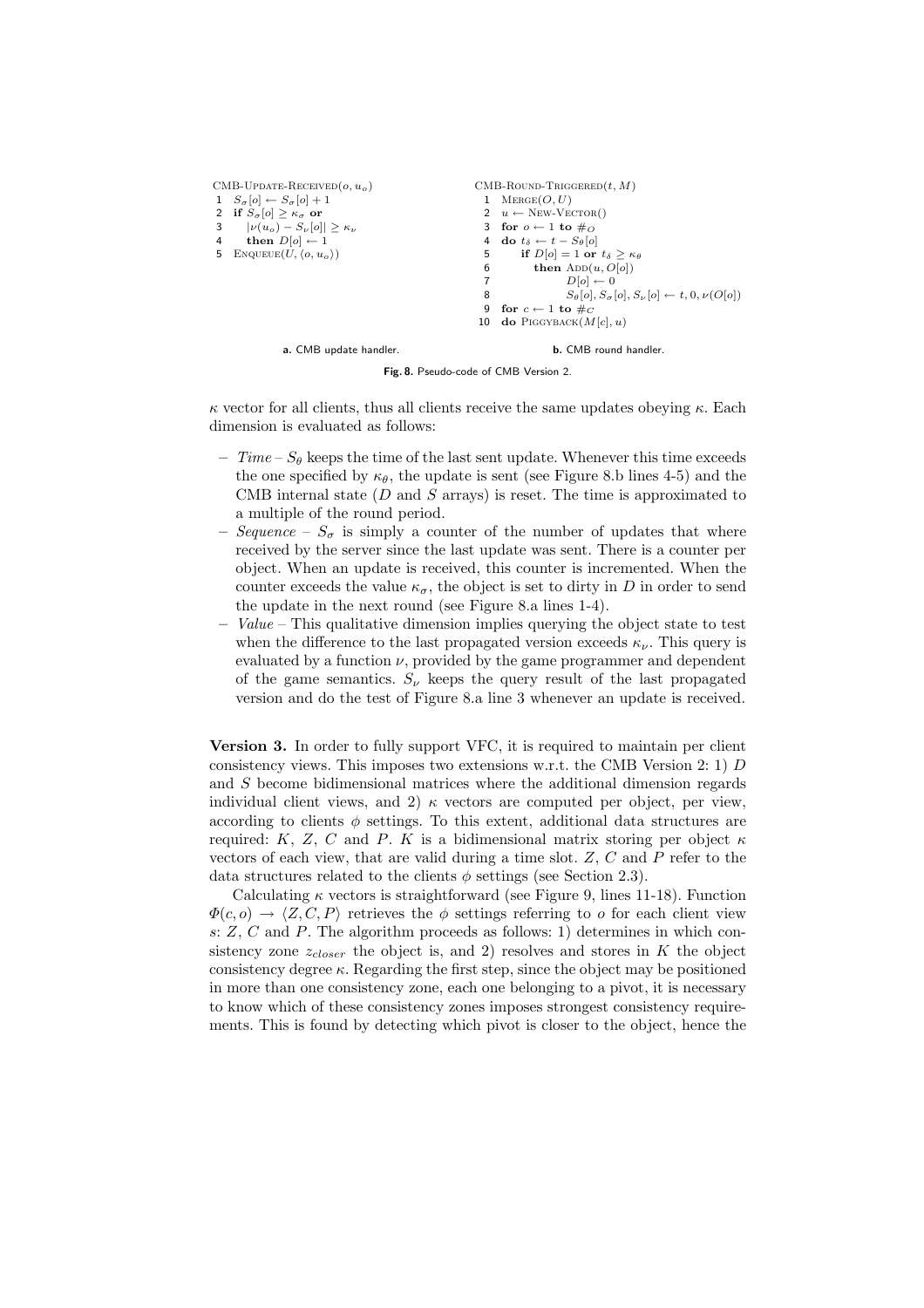```
CMB-Update-Received(o, u_o)
1  S_σ[o] ← S_σ[o] + 1
2  if S_σ[o] ≥ κ_σ or
3     |ν(u_o) − S_ν[o]| ≥ κ_ν
4     then D[o] ← 1
5  Enqueue(U, ⟨o, u_o⟩)
```

**a.** CMB update handler.

```
CMB-Round-Triggered(t, M)
1  Merge(O, U)
2  u ← New-Vector()
3  for o ← 1 to #_O
4  do t_δ ← t − S_θ[o]
5     if D[o] = 1 or t_δ ≥ κ_θ
6        then Add(u, O[o])
7             D[o] ← 0
8             S_θ[o], S_σ[o], S_ν[o] ← t, 0, ν(O[o])
9  for c ← 1 to #_C
10 do Piggyback(M[c], u)
```

**b.** CMB round handler.

**Fig. 8.** Pseudo-code of CMB Version 2.

$\kappa$ vector for all clients, thus all clients receive the same updates obeying $\kappa$. Each dimension is evaluated as follows:

- *Time* – $S_\theta$ keeps the time of the last sent update. Whenever this time exceeds the one specified by $\kappa_\theta$, the update is sent (see Figure 8.b lines 4-5) and the CMB internal state ($D$ and $S$ arrays) is reset. The time is approximated to a multiple of the round period.
- *Sequence* – $S_\sigma$ is simply a counter of the number of updates that where received by the server since the last update was sent. There is a counter per object. When an update is received, this counter is incremented. When the counter exceeds the value $\kappa_\sigma$, the object is set to dirty in $D$ in order to send the update in the next round (see Figure 8.a lines 1-4).
- *Value* – This qualitative dimension implies querying the object state to test when the difference to the last propagated version exceeds $\kappa_\nu$. This query is evaluated by a function $\nu$, provided by the game programmer and dependent of the game semantics. $S_\nu$ keeps the query result of the last propagated version and do the test of Figure 8.a line 3 whenever an update is received.

**Version 3.** In order to fully support VFC, it is required to maintain per client consistency views. This imposes two extensions w.r.t. the CMB Version 2: 1) $D$ and $S$ become bidimensional matrices where the additional dimension regards individual client views, and 2) $\kappa$ vectors are computed per object, per view, according to clients $\phi$ settings. To this extent, additional data structures are required: $K$, $Z$, $C$ and $P$. $K$ is a bidimensional matrix storing per object $\kappa$ vectors of each view, that are valid during a time slot. $Z$, $C$ and $P$ refer to the data structures related to the clients $\phi$ settings (see Section 2.3).

Calculating $\kappa$ vectors is straightforward (see Figure 9, lines 11-18). Function $\Phi(c, o) \rightarrow \langle Z, C, P\rangle$ retrieves the $\phi$ settings referring to $o$ for each client view $s$: $Z$, $C$ and $P$. The algorithm proceeds as follows: 1) determines in which consistency zone $z_{closer}$ the object is, and 2) resolves and stores in $K$ the object consistency degree $\kappa$. Regarding the first step, since the object may be positioned in more than one consistency zone, each one belonging to a pivot, it is necessary to know which of these consistency zones imposes strongest consistency requirements. This is found by detecting which pivot is closer to the object, hence the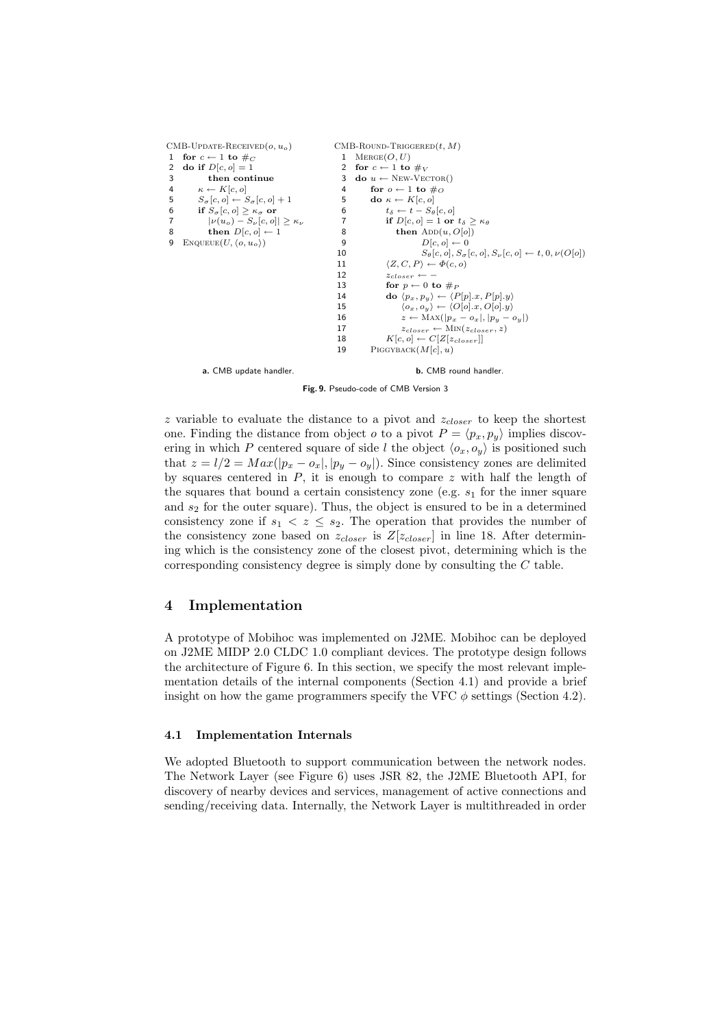```
CMB-Update-Received(o, u_o)
1  for c ← 1 to #_C
2  do if D[c, o] = 1
3        then continue
4     κ ← K[c, o]
5     S_σ[c, o] ← S_σ[c, o] + 1
6     if S_σ[c, o] ≥ κ_σ or
7        |ν(u_o) − S_ν[c, o]| ≥ κ_ν
8        then D[c, o] ← 1
9  Enqueue(U, ⟨o, u_o⟩)
```

**a.** CMB update handler.

```
CMB-Round-Triggered(t, M)
 1  Merge(O, U)
 2  for c ← 1 to #_V
 3  do u ← New-Vector()
 4     for o ← 1 to #_O
 5     do κ ← K[c, o]
 6        t_δ ← t − S_θ[c, o]
 7        if D[c, o] = 1 or t_δ ≥ κ_θ
 8           then Add(u, O[o])
 9                D[c, o] ← 0
10                S_θ[c, o], S_σ[c, o], S_ν[c, o] ← t, 0, ν(O[o])
11        ⟨Z, C, P⟩ ← Φ(c, o)
12        z_closer ← −
13        for p ← 0 to #_P
14        do ⟨p_x, p_y⟩ ← ⟨P[p].x, P[p].y⟩
15           ⟨o_x, o_y⟩ ← ⟨O[o].x, O[o].y⟩
16           z ← Max(|p_x − o_x|, |p_y − o_y|)
17           z_closer ← Min(z_closer, z)
18        K[c, o] ← C[Z[z_closer]]
19     Piggyback(M[c], u)
```

**b.** CMB round handler.

**Fig. 9.** Pseudo-code of CMB Version 3

$z$ variable to evaluate the distance to a pivot and $z_{closer}$ to keep the shortest one. Finding the distance from object $o$ to a pivot $P = \langle p_x, p_y \rangle$ implies discovering in which $P$ centered square of side $l$ the object $\langle o_x, o_y \rangle$ is positioned such that $z = l/2 = Max(|p_x - o_x|, |p_y - o_y|)$. Since consistency zones are delimited by squares centered in $P$, it is enough to compare $z$ with half the length of the squares that bound a certain consistency zone (e.g. $s_1$ for the inner square and $s_2$ for the outer square). Thus, the object is ensured to be in a determined consistency zone if $s_1 < z \leq s_2$. The operation that provides the number of the consistency zone based on $z_{closer}$ is $Z[z_{closer}]$ in line 18. After determining which is the consistency zone of the closest pivot, determining which is the corresponding consistency degree is simply done by consulting the $C$ table.

## 4 Implementation

A prototype of Mobihoc was implemented on J2ME. Mobihoc can be deployed on J2ME MIDP 2.0 CLDC 1.0 compliant devices. The prototype design follows the architecture of Figure 6. In this section, we specify the most relevant implementation details of the internal components (Section 4.1) and provide a brief insight on how the game programmers specify the VFC $\phi$ settings (Section 4.2).

### 4.1 Implementation Internals

We adopted Bluetooth to support communication between the network nodes. The Network Layer (see Figure 6) uses JSR 82, the J2ME Bluetooth API, for discovery of nearby devices and services, management of active connections and sending/receiving data. Internally, the Network Layer is multithreaded in order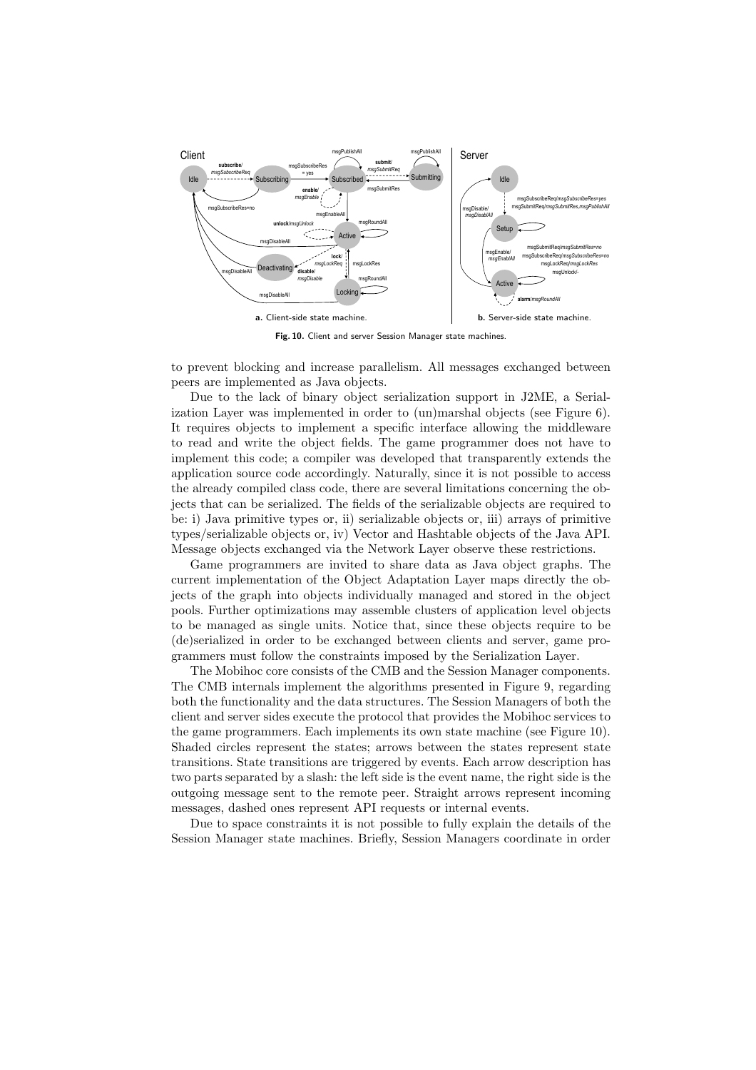**Fig. 10.** Client and server Session Manager state machines.

to prevent blocking and increase parallelism. All messages exchanged between peers are implemented as Java objects.

Due to the lack of binary object serialization support in J2ME, a Serialization Layer was implemented in order to (un)marshal objects (see Figure 6). It requires objects to implement a specific interface allowing the middleware to read and write the object fields. The game programmer does not have to implement this code; a compiler was developed that transparently extends the application source code accordingly. Naturally, since it is not possible to access the already compiled class code, there are several limitations concerning the objects that can be serialized. The fields of the serializable objects are required to be: i) Java primitive types or, ii) serializable objects or, iii) arrays of primitive types/serializable objects or, iv) Vector and Hashtable objects of the Java API. Message objects exchanged via the Network Layer observe these restrictions.

Game programmers are invited to share data as Java object graphs. The current implementation of the Object Adaptation Layer maps directly the objects of the graph into objects individually managed and stored in the object pools. Further optimizations may assemble clusters of application level objects to be managed as single units. Notice that, since these objects require to be (de)serialized in order to be exchanged between clients and server, game programmers must follow the constraints imposed by the Serialization Layer.

The Mobihoc core consists of the CMB and the Session Manager components. The CMB internals implement the algorithms presented in Figure 9, regarding both the functionality and the data structures. The Session Managers of both the client and server sides execute the protocol that provides the Mobihoc services to the game programmers. Each implements its own state machine (see Figure 10). Shaded circles represent the states; arrows between the states represent state transitions. State transitions are triggered by events. Each arrow description has two parts separated by a slash: the left side is the event name, the right side is the outgoing message sent to the remote peer. Straight arrows represent incoming messages, dashed ones represent API requests or internal events.

Due to space constraints it is not possible to fully explain the details of the Session Manager state machines. Briefly, Session Managers coordinate in order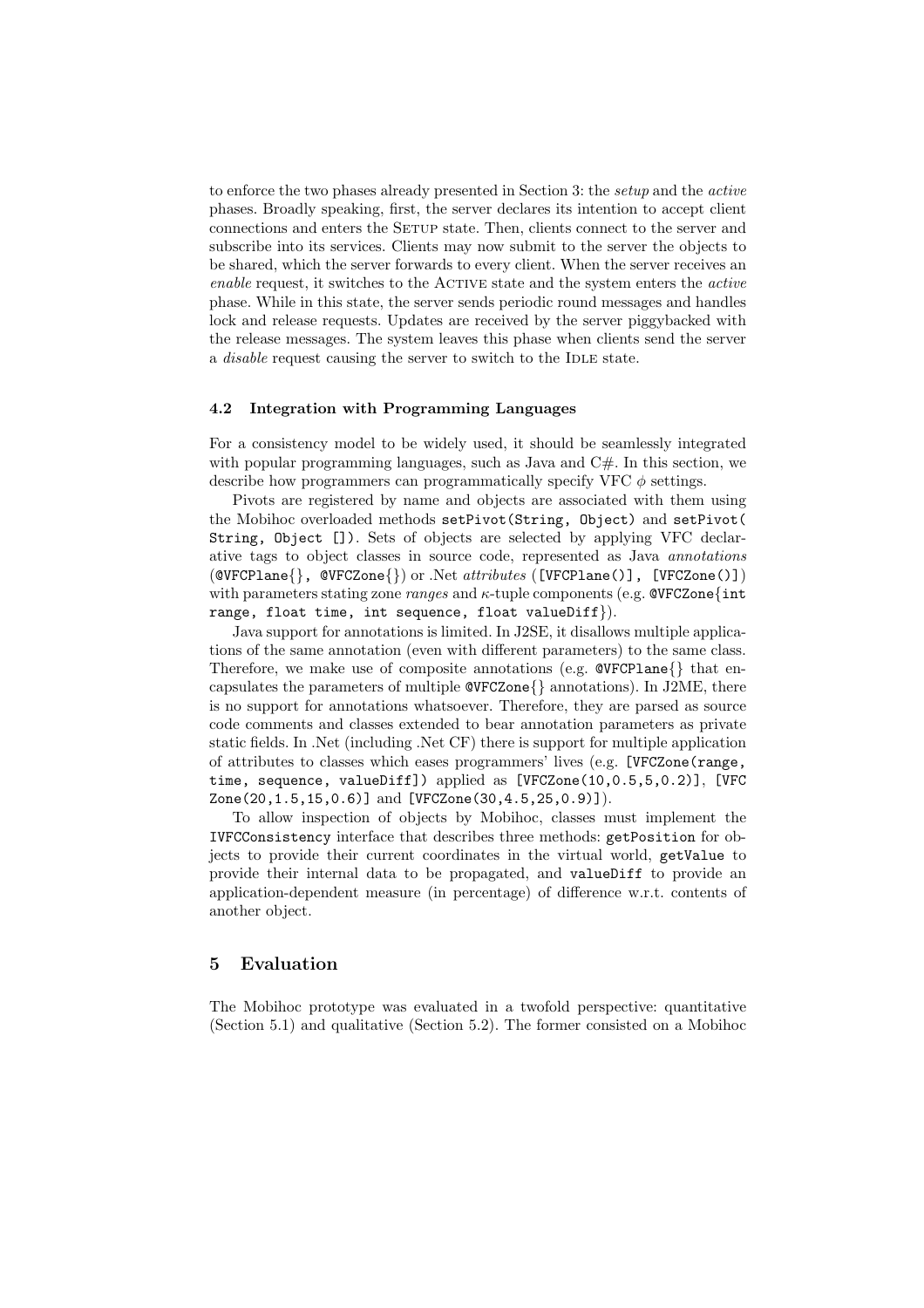to enforce the two phases already presented in Section 3: the *setup* and the *active* phases. Broadly speaking, first, the server declares its intention to accept client connections and enters the SETUP state. Then, clients connect to the server and subscribe into its services. Clients may now submit to the server the objects to be shared, which the server forwards to every client. When the server receives an *enable* request, it switches to the ACTIVE state and the system enters the *active* phase. While in this state, the server sends periodic round messages and handles lock and release requests. Updates are received by the server piggybacked with the release messages. The system leaves this phase when clients send the server a *disable* request causing the server to switch to the IDLE state.

### 4.2 Integration with Programming Languages

For a consistency model to be widely used, it should be seamlessly integrated with popular programming languages, such as Java and C#. In this section, we describe how programmers can programmatically specify VFC $\phi$ settings.

Pivots are registered by name and objects are associated with them using the Mobihoc overloaded methods `setPivot(String, Object)` and `setPivot( String, Object [])`. Sets of objects are selected by applying VFC declarative tags to object classes in source code, represented as Java *annotations* (`@VFCPlane{}`, `@VFCZone{}`) or .Net *attributes* (`[VFCPlane()]`, `[VFCZone()]`) with parameters stating zone *ranges* and $\kappa$-tuple components (e.g. `@VFCZone{int range, float time, int sequence, float valueDiff}`).

Java support for annotations is limited. In J2SE, it disallows multiple applications of the same annotation (even with different parameters) to the same class. Therefore, we make use of composite annotations (e.g. `@VFCPlane{}` that encapsulates the parameters of multiple `@VFCZone{}` annotations). In J2ME, there is no support for annotations whatsoever. Therefore, they are parsed as source code comments and classes extended to bear annotation parameters as private static fields. In .Net (including .Net CF) there is support for multiple application of attributes to classes which eases programmers' lives (e.g. `[VFCZone(range, time, sequence, valueDiff])` applied as `[VFCZone(10,0.5,5,0.2)]`, `[VFC Zone(20,1.5,15,0.6)]` and `[VFCZone(30,4.5,25,0.9)]`).

To allow inspection of objects by Mobihoc, classes must implement the `IVFCConsistency` interface that describes three methods: `getPosition` for objects to provide their current coordinates in the virtual world, `getValue` to provide their internal data to be propagated, and `valueDiff` to provide an application-dependent measure (in percentage) of difference w.r.t. contents of another object.

## 5 Evaluation

The Mobihoc prototype was evaluated in a twofold perspective: quantitative (Section 5.1) and qualitative (Section 5.2). The former consisted on a Mobihoc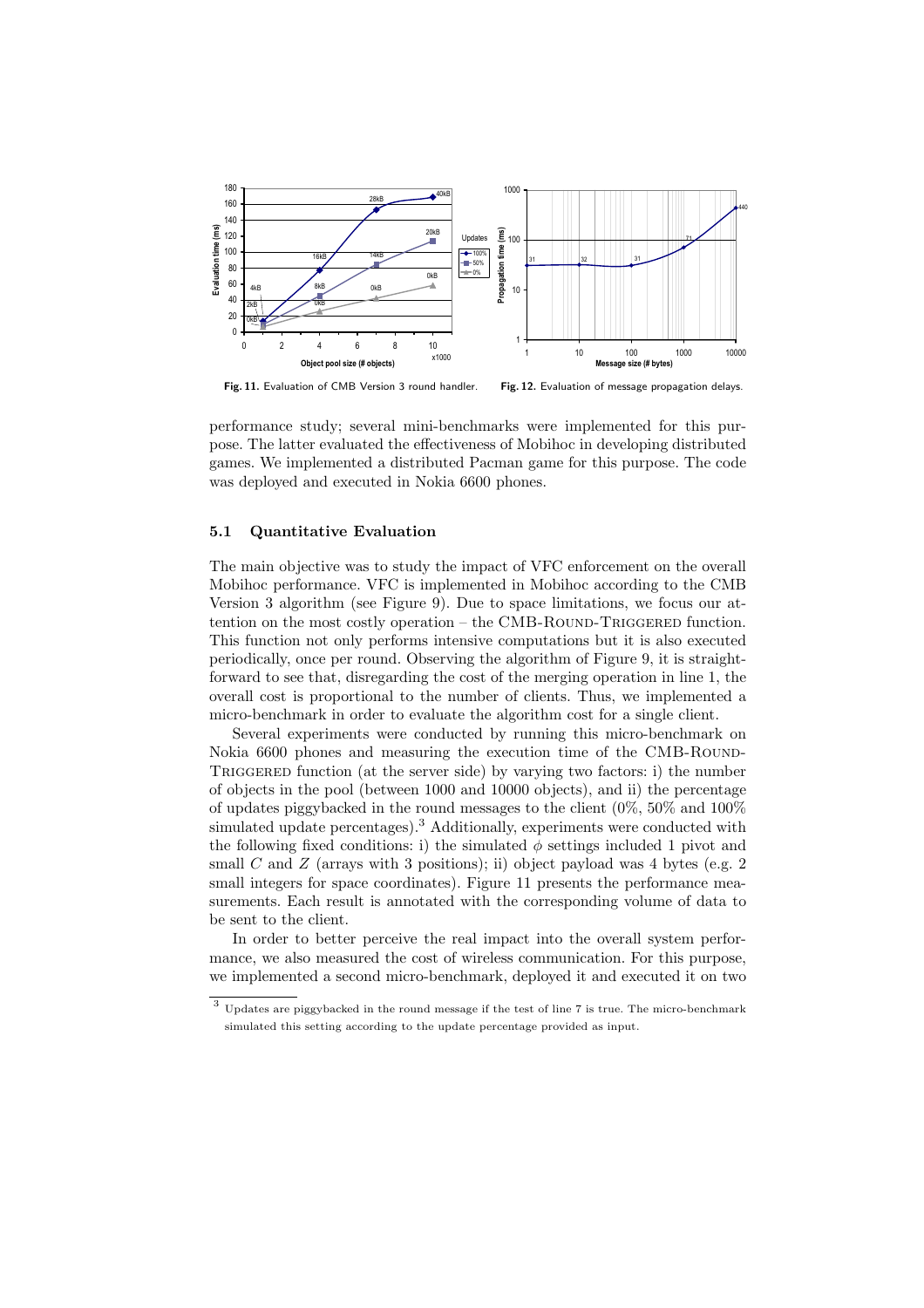Fig. 11. Evaluation of CMB Version 3 round handler.

Fig. 12. Evaluation of message propagation delays.

performance study; several mini-benchmarks were implemented for this purpose. The latter evaluated the effectiveness of Mobihoc in developing distributed games. We implemented a distributed Pacman game for this purpose. The code was deployed and executed in Nokia 6600 phones.

### 5.1 Quantitative Evaluation

The main objective was to study the impact of VFC enforcement on the overall Mobihoc performance. VFC is implemented in Mobihoc according to the CMB Version 3 algorithm (see Figure 9). Due to space limitations, we focus our attention on the most costly operation – the CMB-Round-Triggered function. This function not only performs intensive computations but it is also executed periodically, once per round. Observing the algorithm of Figure 9, it is straightforward to see that, disregarding the cost of the merging operation in line 1, the overall cost is proportional to the number of clients. Thus, we implemented a micro-benchmark in order to evaluate the algorithm cost for a single client.

Several experiments were conducted by running this micro-benchmark on Nokia 6600 phones and measuring the execution time of the CMB-Round-Triggered function (at the server side) by varying two factors: i) the number of objects in the pool (between 1000 and 10000 objects), and ii) the percentage of updates piggybacked in the round messages to the client (0%, 50% and 100% simulated update percentages).[3] Additionally, experiments were conducted with the following fixed conditions: i) the simulated $\phi$ settings included 1 pivot and small $C$ and $Z$ (arrays with 3 positions); ii) object payload was 4 bytes (e.g. 2 small integers for space coordinates). Figure 11 presents the performance measurements. Each result is annotated with the corresponding volume of data to be sent to the client.

In order to better perceive the real impact into the overall system performance, we also measured the cost of wireless communication. For this purpose, we implemented a second micro-benchmark, deployed it and executed it on two

[3] Updates are piggybacked in the round message if the test of line 7 is true. The micro-benchmark simulated this setting according to the update percentage provided as input.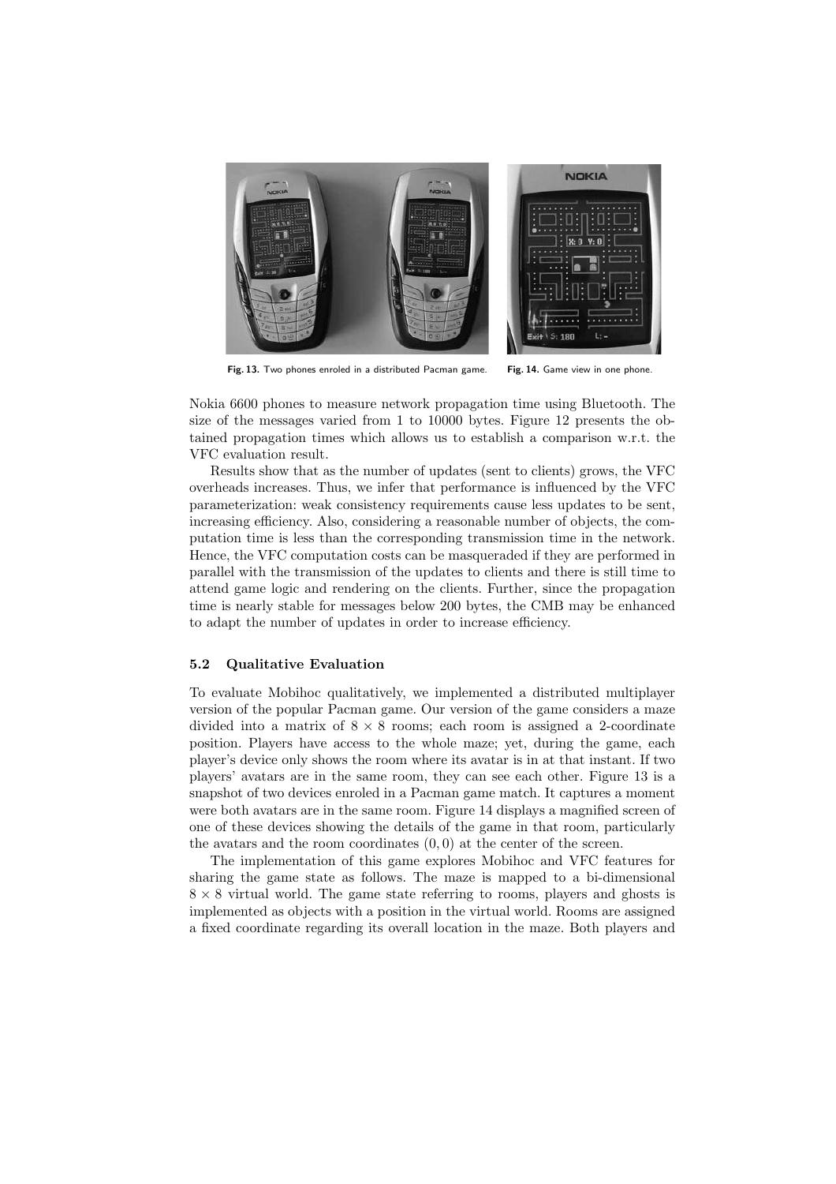Fig. 13. Two phones enroled in a distributed Pacman game.

Fig. 14. Game view in one phone.

Nokia 6600 phones to measure network propagation time using Bluetooth. The size of the messages varied from 1 to 10000 bytes. Figure 12 presents the obtained propagation times which allows us to establish a comparison w.r.t. the VFC evaluation result.

Results show that as the number of updates (sent to clients) grows, the VFC overheads increases. Thus, we infer that performance is influenced by the VFC parameterization: weak consistency requirements cause less updates to be sent, increasing efficiency. Also, considering a reasonable number of objects, the computation time is less than the corresponding transmission time in the network. Hence, the VFC computation costs can be masqueraded if they are performed in parallel with the transmission of the updates to clients and there is still time to attend game logic and rendering on the clients. Further, since the propagation time is nearly stable for messages below 200 bytes, the CMB may be enhanced to adapt the number of updates in order to increase efficiency.

### 5.2 Qualitative Evaluation

To evaluate Mobihoc qualitatively, we implemented a distributed multiplayer version of the popular Pacman game. Our version of the game considers a maze divided into a matrix of $8 \times 8$ rooms; each room is assigned a 2-coordinate position. Players have access to the whole maze; yet, during the game, each player's device only shows the room where its avatar is in at that instant. If two players' avatars are in the same room, they can see each other. Figure 13 is a snapshot of two devices enroled in a Pacman game match. It captures a moment were both avatars are in the same room. Figure 14 displays a magnified screen of one of these devices showing the details of the game in that room, particularly the avatars and the room coordinates $(0, 0)$ at the center of the screen.

The implementation of this game explores Mobihoc and VFC features for sharing the game state as follows. The maze is mapped to a bi-dimensional $8 \times 8$ virtual world. The game state referring to rooms, players and ghosts is implemented as objects with a position in the virtual world. Rooms are assigned a fixed coordinate regarding its overall location in the maze. Both players and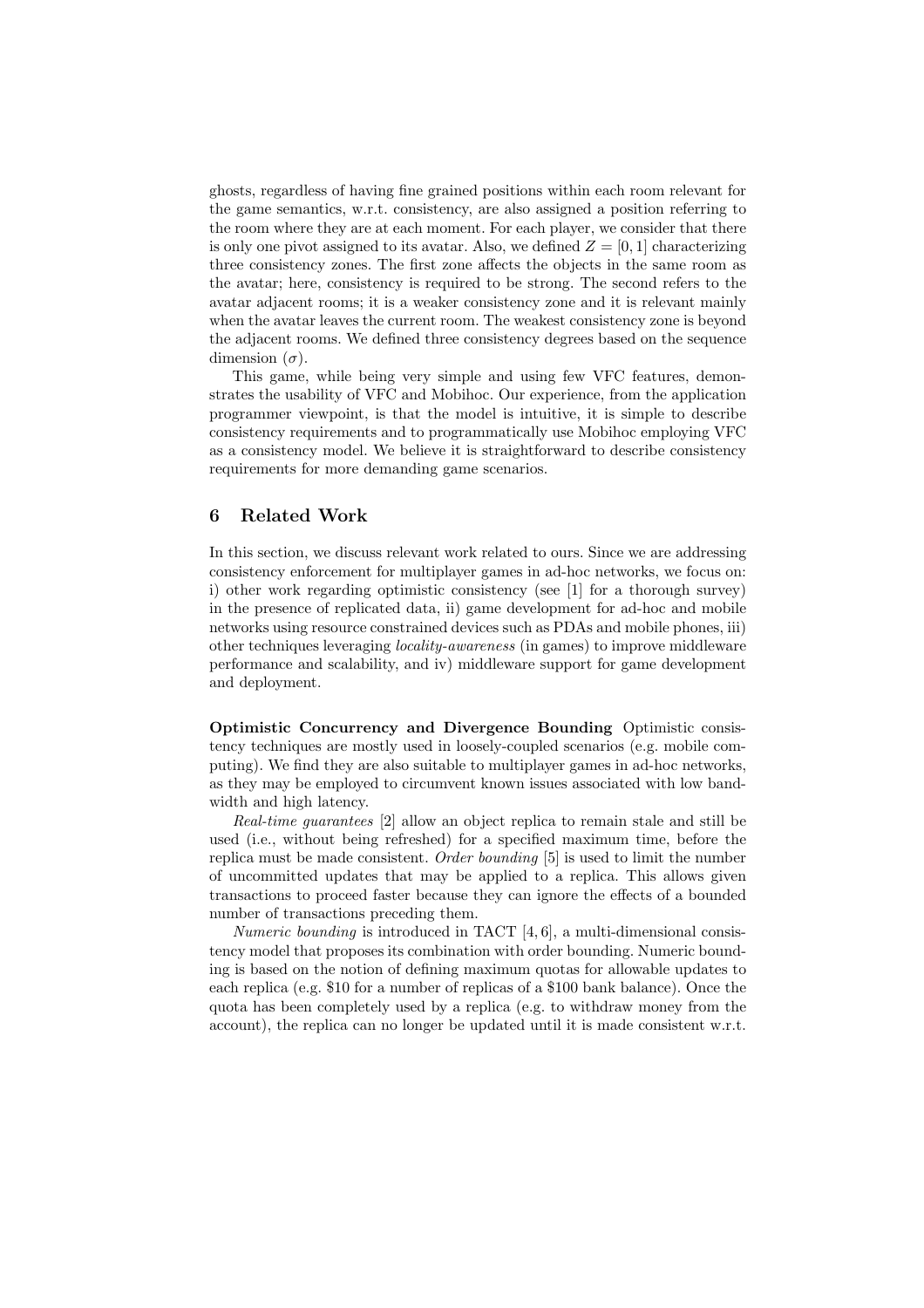ghosts, regardless of having fine grained positions within each room relevant for the game semantics, w.r.t. consistency, are also assigned a position referring to the room where they are at each moment. For each player, we consider that there is only one pivot assigned to its avatar. Also, we defined $Z = [0, 1]$ characterizing three consistency zones. The first zone affects the objects in the same room as the avatar; here, consistency is required to be strong. The second refers to the avatar adjacent rooms; it is a weaker consistency zone and it is relevant mainly when the avatar leaves the current room. The weakest consistency zone is beyond the adjacent rooms. We defined three consistency degrees based on the sequence dimension ($\sigma$).

This game, while being very simple and using few VFC features, demonstrates the usability of VFC and Mobihoc. Our experience, from the application programmer viewpoint, is that the model is intuitive, it is simple to describe consistency requirements and to programmatically use Mobihoc employing VFC as a consistency model. We believe it is straightforward to describe consistency requirements for more demanding game scenarios.

## 6 Related Work

In this section, we discuss relevant work related to ours. Since we are addressing consistency enforcement for multiplayer games in ad-hoc networks, we focus on: i) other work regarding optimistic consistency (see [1] for a thorough survey) in the presence of replicated data, ii) game development for ad-hoc and mobile networks using resource constrained devices such as PDAs and mobile phones, iii) other techniques leveraging *locality-awareness* (in games) to improve middleware performance and scalability, and iv) middleware support for game development and deployment.

**Optimistic Concurrency and Divergence Bounding** Optimistic consistency techniques are mostly used in loosely-coupled scenarios (e.g. mobile computing). We find they are also suitable to multiplayer games in ad-hoc networks, as they may be employed to circumvent known issues associated with low bandwidth and high latency.

*Real-time guarantees* [2] allow an object replica to remain stale and still be used (i.e., without being refreshed) for a specified maximum time, before the replica must be made consistent. *Order bounding* [5] is used to limit the number of uncommitted updates that may be applied to a replica. This allows given transactions to proceed faster because they can ignore the effects of a bounded number of transactions preceding them.

*Numeric bounding* is introduced in TACT [4, 6], a multi-dimensional consistency model that proposes its combination with order bounding. Numeric bounding is based on the notion of defining maximum quotas for allowable updates to each replica (e.g. $10 for a number of replicas of a $100 bank balance). Once the quota has been completely used by a replica (e.g. to withdraw money from the account), the replica can no longer be updated until it is made consistent w.r.t.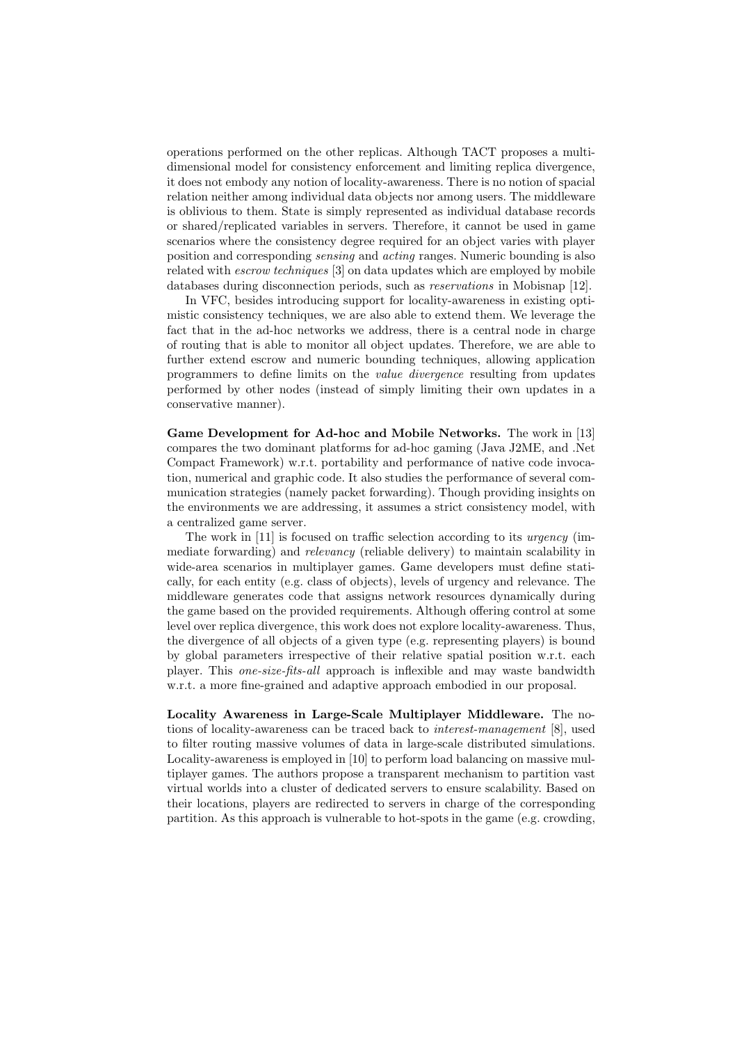operations performed on the other replicas. Although TACT proposes a multi-dimensional model for consistency enforcement and limiting replica divergence, it does not embody any notion of locality-awareness. There is no notion of spacial relation neither among individual data objects nor among users. The middleware is oblivious to them. State is simply represented as individual database records or shared/replicated variables in servers. Therefore, it cannot be used in game scenarios where the consistency degree required for an object varies with player position and corresponding *sensing* and *acting* ranges. Numeric bounding is also related with *escrow techniques* [3] on data updates which are employed by mobile databases during disconnection periods, such as *reservations* in Mobisnap [12].

In VFC, besides introducing support for locality-awareness in existing optimistic consistency techniques, we are also able to extend them. We leverage the fact that in the ad-hoc networks we address, there is a central node in charge of routing that is able to monitor all object updates. Therefore, we are able to further extend escrow and numeric bounding techniques, allowing application programmers to define limits on the *value divergence* resulting from updates performed by other nodes (instead of simply limiting their own updates in a conservative manner).

**Game Development for Ad-hoc and Mobile Networks.** The work in [13] compares the two dominant platforms for ad-hoc gaming (Java J2ME, and .Net Compact Framework) w.r.t. portability and performance of native code invocation, numerical and graphic code. It also studies the performance of several communication strategies (namely packet forwarding). Though providing insights on the environments we are addressing, it assumes a strict consistency model, with a centralized game server.

The work in [11] is focused on traffic selection according to its *urgency* (immediate forwarding) and *relevancy* (reliable delivery) to maintain scalability in wide-area scenarios in multiplayer games. Game developers must define statically, for each entity (e.g. class of objects), levels of urgency and relevance. The middleware generates code that assigns network resources dynamically during the game based on the provided requirements. Although offering control at some level over replica divergence, this work does not explore locality-awareness. Thus, the divergence of all objects of a given type (e.g. representing players) is bound by global parameters irrespective of their relative spatial position w.r.t. each player. This *one-size-fits-all* approach is inflexible and may waste bandwidth w.r.t. a more fine-grained and adaptive approach embodied in our proposal.

**Locality Awareness in Large-Scale Multiplayer Middleware.** The notions of locality-awareness can be traced back to *interest-management* [8], used to filter routing massive volumes of data in large-scale distributed simulations. Locality-awareness is employed in [10] to perform load balancing on massive multiplayer games. The authors propose a transparent mechanism to partition vast virtual worlds into a cluster of dedicated servers to ensure scalability. Based on their locations, players are redirected to servers in charge of the corresponding partition. As this approach is vulnerable to hot-spots in the game (e.g. crowding,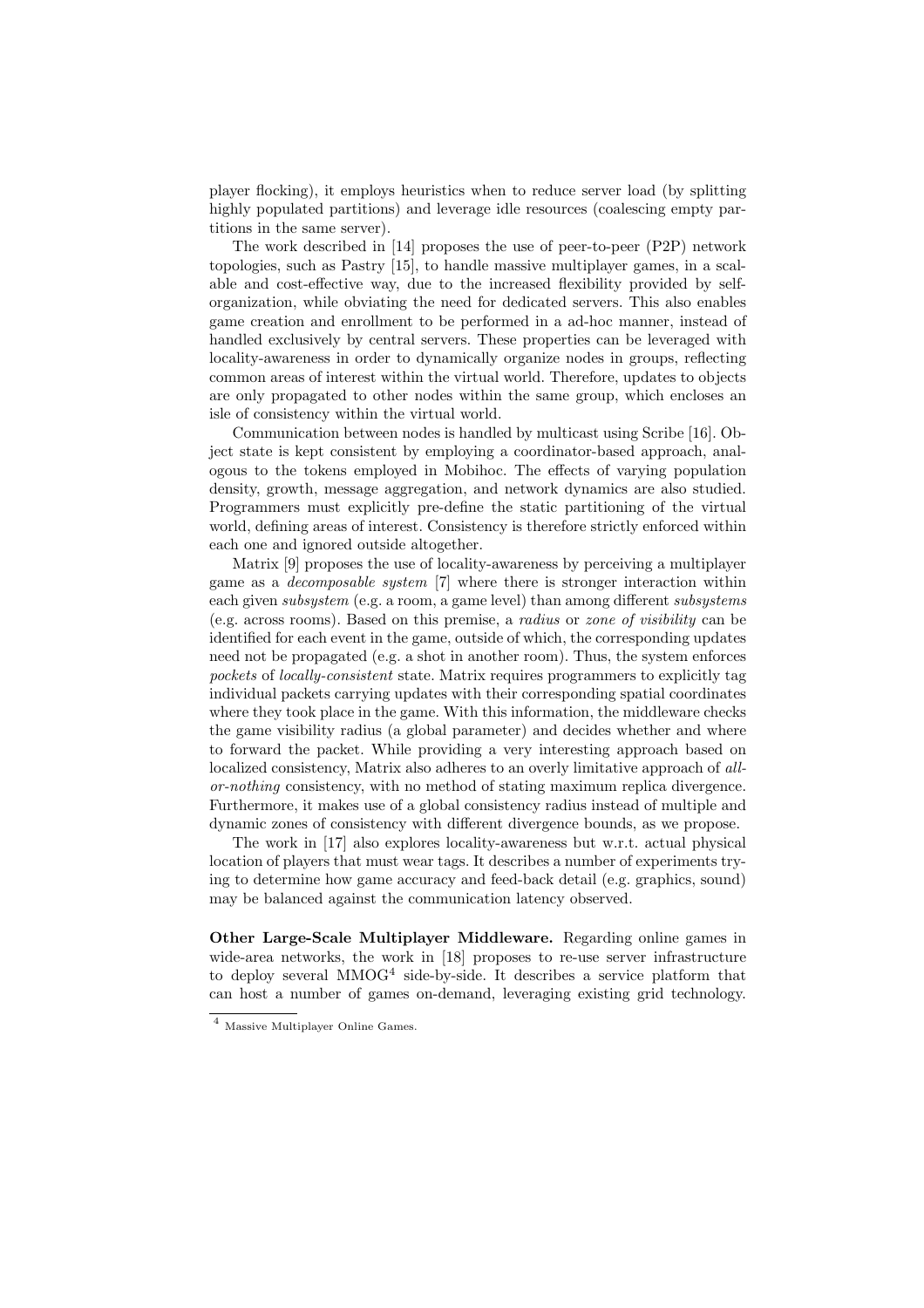player flocking), it employs heuristics when to reduce server load (by splitting highly populated partitions) and leverage idle resources (coalescing empty partitions in the same server).

The work described in [14] proposes the use of peer-to-peer (P2P) network topologies, such as Pastry [15], to handle massive multiplayer games, in a scalable and cost-effective way, due to the increased flexibility provided by self-organization, while obviating the need for dedicated servers. This also enables game creation and enrollment to be performed in a ad-hoc manner, instead of handled exclusively by central servers. These properties can be leveraged with locality-awareness in order to dynamically organize nodes in groups, reflecting common areas of interest within the virtual world. Therefore, updates to objects are only propagated to other nodes within the same group, which encloses an isle of consistency within the virtual world.

Communication between nodes is handled by multicast using Scribe [16]. Object state is kept consistent by employing a coordinator-based approach, analogous to the tokens employed in Mobihoc. The effects of varying population density, growth, message aggregation, and network dynamics are also studied. Programmers must explicitly pre-define the static partitioning of the virtual world, defining areas of interest. Consistency is therefore strictly enforced within each one and ignored outside altogether.

Matrix [9] proposes the use of locality-awareness by perceiving a multiplayer game as a *decomposable system* [7] where there is stronger interaction within each given *subsystem* (e.g. a room, a game level) than among different *subsystems* (e.g. across rooms). Based on this premise, a *radius* or *zone of visibility* can be identified for each event in the game, outside of which, the corresponding updates need not be propagated (e.g. a shot in another room). Thus, the system enforces *pockets* of *locally-consistent* state. Matrix requires programmers to explicitly tag individual packets carrying updates with their corresponding spatial coordinates where they took place in the game. With this information, the middleware checks the game visibility radius (a global parameter) and decides whether and where to forward the packet. While providing a very interesting approach based on localized consistency, Matrix also adheres to an overly limitative approach of *all-or-nothing* consistency, with no method of stating maximum replica divergence. Furthermore, it makes use of a global consistency radius instead of multiple and dynamic zones of consistency with different divergence bounds, as we propose.

The work in [17] also explores locality-awareness but w.r.t. actual physical location of players that must wear tags. It describes a number of experiments trying to determine how game accuracy and feed-back detail (e.g. graphics, sound) may be balanced against the communication latency observed.

**Other Large-Scale Multiplayer Middleware.** Regarding online games in wide-area networks, the work in [18] proposes to re-use server infrastructure to deploy several MMOG[4] side-by-side. It describes a service platform that can host a number of games on-demand, leveraging existing grid technology.

[4] Massive Multiplayer Online Games.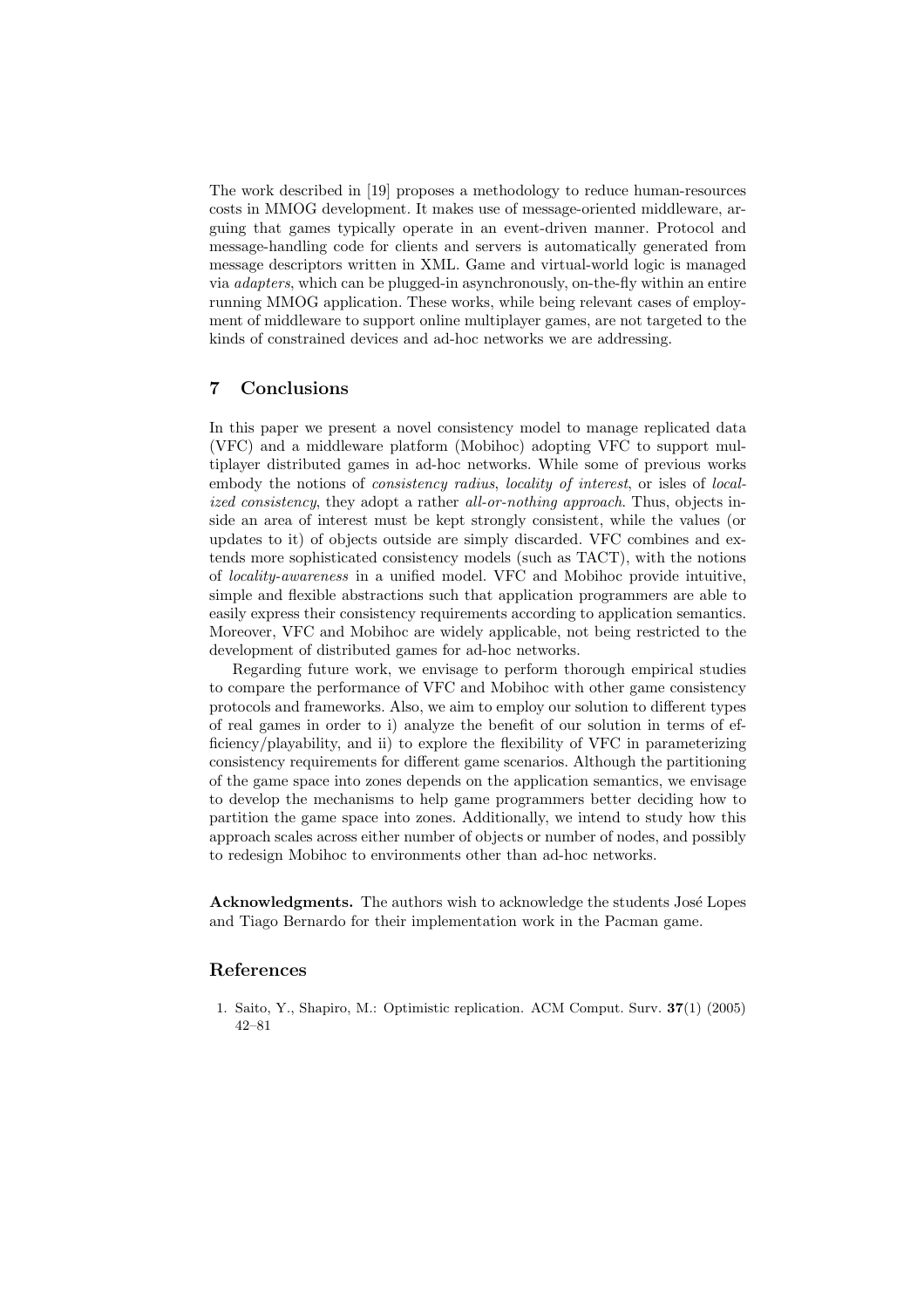The work described in [19] proposes a methodology to reduce human-resources costs in MMOG development. It makes use of message-oriented middleware, arguing that games typically operate in an event-driven manner. Protocol and message-handling code for clients and servers is automatically generated from message descriptors written in XML. Game and virtual-world logic is managed via *adapters*, which can be plugged-in asynchronously, on-the-fly within an entire running MMOG application. These works, while being relevant cases of employment of middleware to support online multiplayer games, are not targeted to the kinds of constrained devices and ad-hoc networks we are addressing.

## 7 Conclusions

In this paper we present a novel consistency model to manage replicated data (VFC) and a middleware platform (Mobihoc) adopting VFC to support multiplayer distributed games in ad-hoc networks. While some of previous works embody the notions of *consistency radius*, *locality of interest*, or isles of *localized consistency*, they adopt a rather *all-or-nothing approach*. Thus, objects inside an area of interest must be kept strongly consistent, while the values (or updates to it) of objects outside are simply discarded. VFC combines and extends more sophisticated consistency models (such as TACT), with the notions of *locality-awareness* in a unified model. VFC and Mobihoc provide intuitive, simple and flexible abstractions such that application programmers are able to easily express their consistency requirements according to application semantics. Moreover, VFC and Mobihoc are widely applicable, not being restricted to the development of distributed games for ad-hoc networks.

Regarding future work, we envisage to perform thorough empirical studies to compare the performance of VFC and Mobihoc with other game consistency protocols and frameworks. Also, we aim to employ our solution to different types of real games in order to i) analyze the benefit of our solution in terms of efficiency/playability, and ii) to explore the flexibility of VFC in parameterizing consistency requirements for different game scenarios. Although the partitioning of the game space into zones depends on the application semantics, we envisage to develop the mechanisms to help game programmers better deciding how to partition the game space into zones. Additionally, we intend to study how this approach scales across either number of objects or number of nodes, and possibly to redesign Mobihoc to environments other than ad-hoc networks.

**Acknowledgments.** The authors wish to acknowledge the students José Lopes and Tiago Bernardo for their implementation work in the Pacman game.

## References

1. Saito, Y., Shapiro, M.: Optimistic replication. ACM Comput. Surv. **37**(1) (2005) 42–81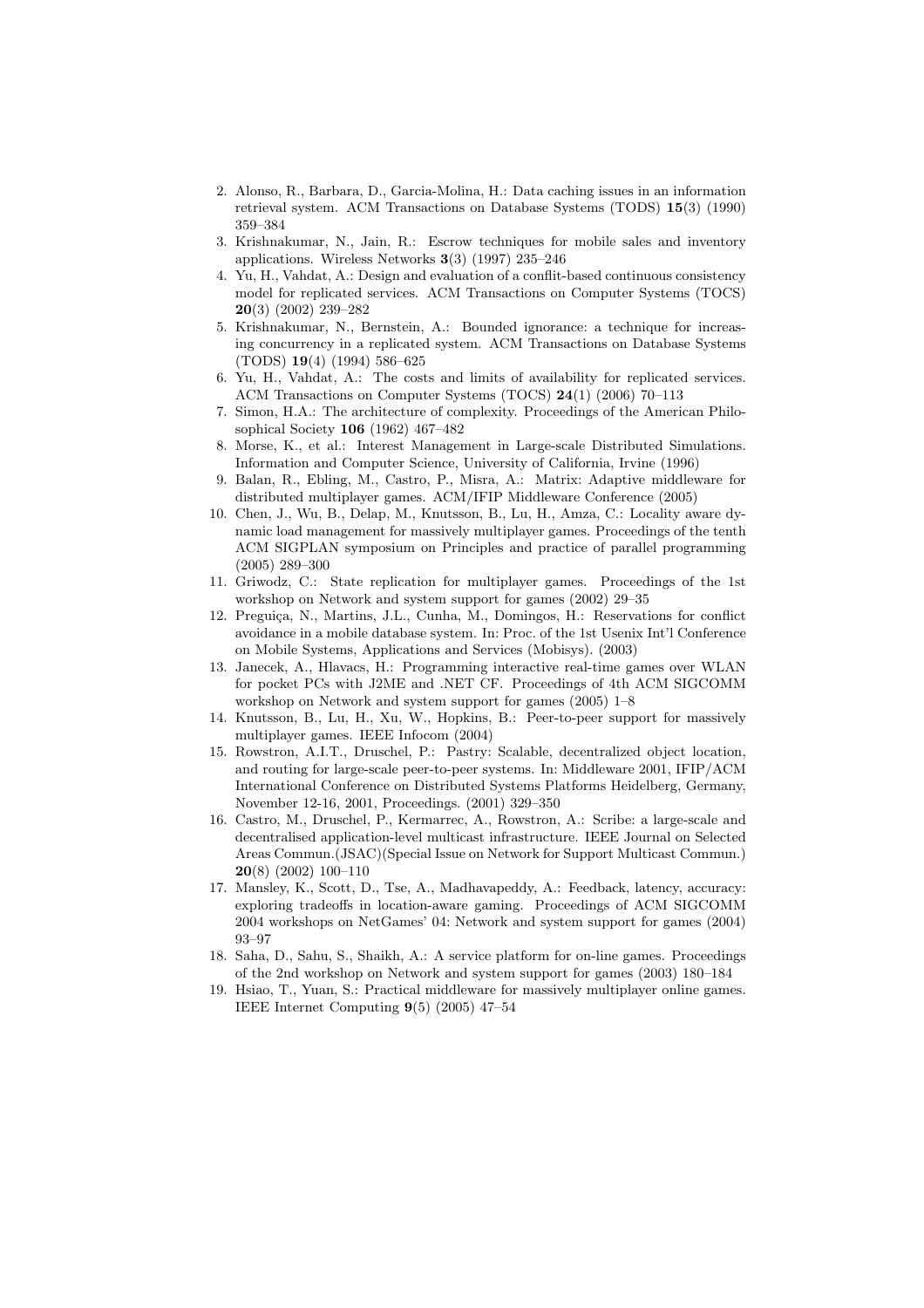2. Alonso, R., Barbara, D., Garcia-Molina, H.: Data caching issues in an information retrieval system. ACM Transactions on Database Systems (TODS) **15**(3) (1990) 359–384
3. Krishnakumar, N., Jain, R.: Escrow techniques for mobile sales and inventory applications. Wireless Networks **3**(3) (1997) 235–246
4. Yu, H., Vahdat, A.: Design and evaluation of a conflit-based continuous consistency model for replicated services. ACM Transactions on Computer Systems (TOCS) **20**(3) (2002) 239–282
5. Krishnakumar, N., Bernstein, A.: Bounded ignorance: a technique for increasing concurrency in a replicated system. ACM Transactions on Database Systems (TODS) **19**(4) (1994) 586–625
6. Yu, H., Vahdat, A.: The costs and limits of availability for replicated services. ACM Transactions on Computer Systems (TOCS) **24**(1) (2006) 70–113
7. Simon, H.A.: The architecture of complexity. Proceedings of the American Philosophical Society **106** (1962) 467–482
8. Morse, K., et al.: Interest Management in Large-scale Distributed Simulations. Information and Computer Science, University of California, Irvine (1996)
9. Balan, R., Ebling, M., Castro, P., Misra, A.: Matrix: Adaptive middleware for distributed multiplayer games. ACM/IFIP Middleware Conference (2005)
10. Chen, J., Wu, B., Delap, M., Knutsson, B., Lu, H., Amza, C.: Locality aware dynamic load management for massively multiplayer games. Proceedings of the tenth ACM SIGPLAN symposium on Principles and practice of parallel programming (2005) 289–300
11. Griwodz, C.: State replication for multiplayer games. Proceedings of the 1st workshop on Network and system support for games (2002) 29–35
12. Preguiça, N., Martins, J.L., Cunha, M., Domingos, H.: Reservations for conflict avoidance in a mobile database system. In: Proc. of the 1st Usenix Int'l Conference on Mobile Systems, Applications and Services (Mobisys). (2003)
13. Janecek, A., Hlavacs, H.: Programming interactive real-time games over WLAN for pocket PCs with J2ME and .NET CF. Proceedings of 4th ACM SIGCOMM workshop on Network and system support for games (2005) 1–8
14. Knutsson, B., Lu, H., Xu, W., Hopkins, B.: Peer-to-peer support for massively multiplayer games. IEEE Infocom (2004)
15. Rowstron, A.I.T., Druschel, P.: Pastry: Scalable, decentralized object location, and routing for large-scale peer-to-peer systems. In: Middleware 2001, IFIP/ACM International Conference on Distributed Systems Platforms Heidelberg, Germany, November 12-16, 2001, Proceedings. (2001) 329–350
16. Castro, M., Druschel, P., Kermarrec, A., Rowstron, A.: Scribe: a large-scale and decentralised application-level multicast infrastructure. IEEE Journal on Selected Areas Commun.(JSAC)(Special Issue on Network for Support Multicast Commun.) **20**(8) (2002) 100–110
17. Mansley, K., Scott, D., Tse, A., Madhavapeddy, A.: Feedback, latency, accuracy: exploring tradeoffs in location-aware gaming. Proceedings of ACM SIGCOMM 2004 workshops on NetGames' 04: Network and system support for games (2004) 93–97
18. Saha, D., Sahu, S., Shaikh, A.: A service platform for on-line games. Proceedings of the 2nd workshop on Network and system support for games (2003) 180–184
19. Hsiao, T., Yuan, S.: Practical middleware for massively multiplayer online games. IEEE Internet Computing **9**(5) (2005) 47–54